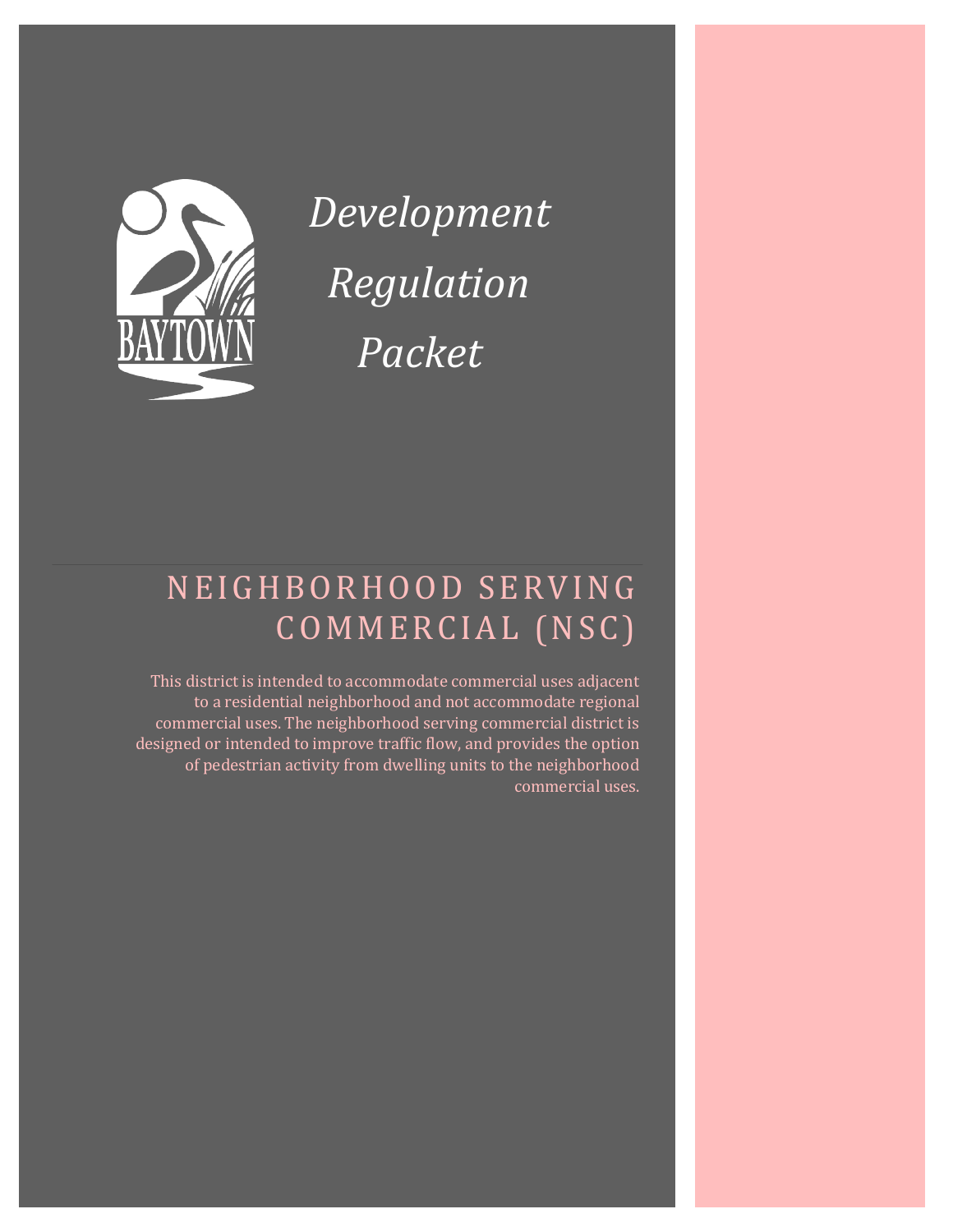# Development Regulation Packet

## NEIGHBORHOOD SERVING COMMERCIAL (NSC)

This district is intended to accommodate commercial uses adjacent to a residential neighborhood and not accommodate regional commercial uses. The neighborhood serving commercial district is designed or intended to improve traffic flow, and provides the option of pedestrian activity from dwelling units to the neighborhood commercial uses.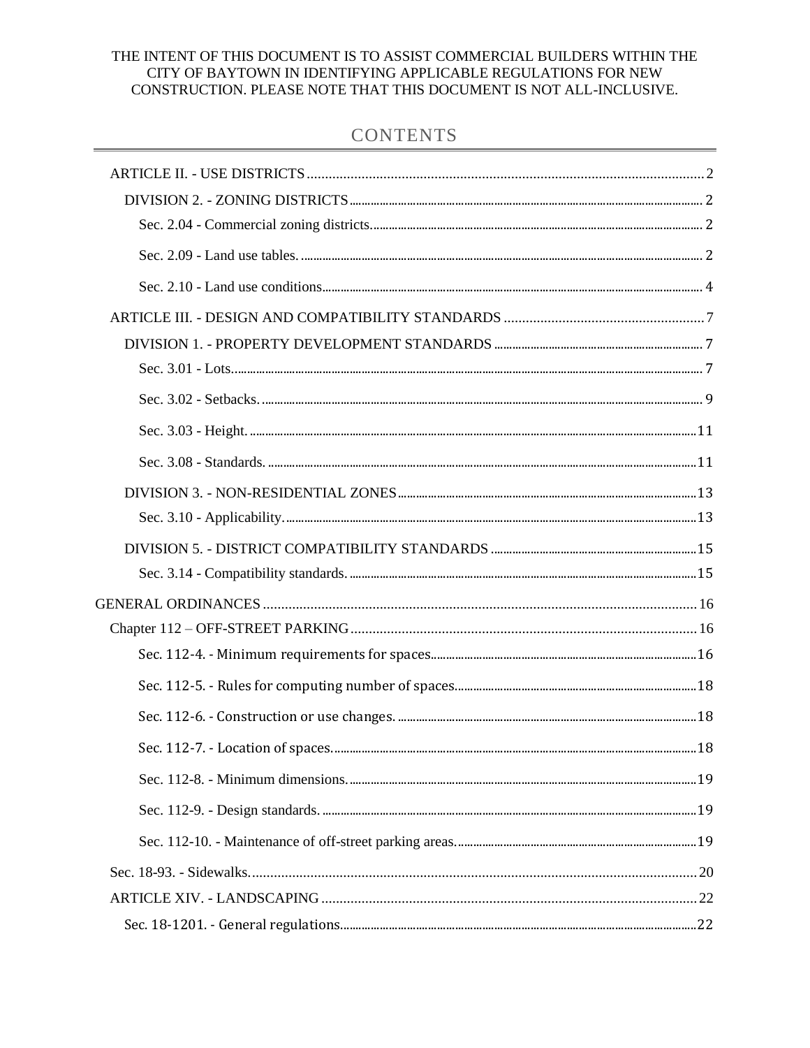THE INTENT OF THIS DOCUMENT IS TO ASSIST COMMERCIAL BUILDERS WITHIN THE CITY OF BAYTOWN IN IDENTIFYING APPLICABLE REGULATIONS FOR NEW CONSTRUCTION. PLEASE NOTE THAT THIS DOCUMENT IS NOT ALL-INCLUSIVE.

# CONTENTS

- ARTICLE II. - USE DISTRICTS ... 2
  - DIVISION 2. - ZONING DISTRICTS ... 2
    - Sec. 2.04 - Commercial zoning districts. ... 2
    - Sec. 2.09 - Land use tables. ... 2
    - Sec. 2.10 - Land use conditions ... 4
- ARTICLE III. - DESIGN AND COMPATIBILITY STANDARDS ... 7
  - DIVISION 1. - PROPERTY DEVELOPMENT STANDARDS ... 7
    - Sec. 3.01 - Lots. ... 7
    - Sec. 3.02 - Setbacks. ... 9
    - Sec. 3.03 - Height. ... 11
    - Sec. 3.08 - Standards. ... 11
  - DIVISION 3. - NON-RESIDENTIAL ZONES ... 13
    - Sec. 3.10 - Applicability. ... 13
  - DIVISION 5. - DISTRICT COMPATIBILITY STANDARDS ... 15
    - Sec. 3.14 - Compatibility standards. ... 15
- GENERAL ORDINANCES ... 16
  - Chapter 112 – OFF-STREET PARKING ... 16
    - Sec. 112-4. - Minimum requirements for spaces ... 16
    - Sec. 112-5. - Rules for computing number of spaces ... 18
    - Sec. 112-6. - Construction or use changes. ... 18
    - Sec. 112-7. - Location of spaces. ... 18
    - Sec. 112-8. - Minimum dimensions. ... 19
    - Sec. 112-9. - Design standards. ... 19
    - Sec. 112-10. - Maintenance of off-street parking areas. ... 19
  - Sec. 18-93. - Sidewalks. ... 20
  - ARTICLE XIV. - LANDSCAPING ... 22
    - Sec. 18-1201. - General regulations. ... 22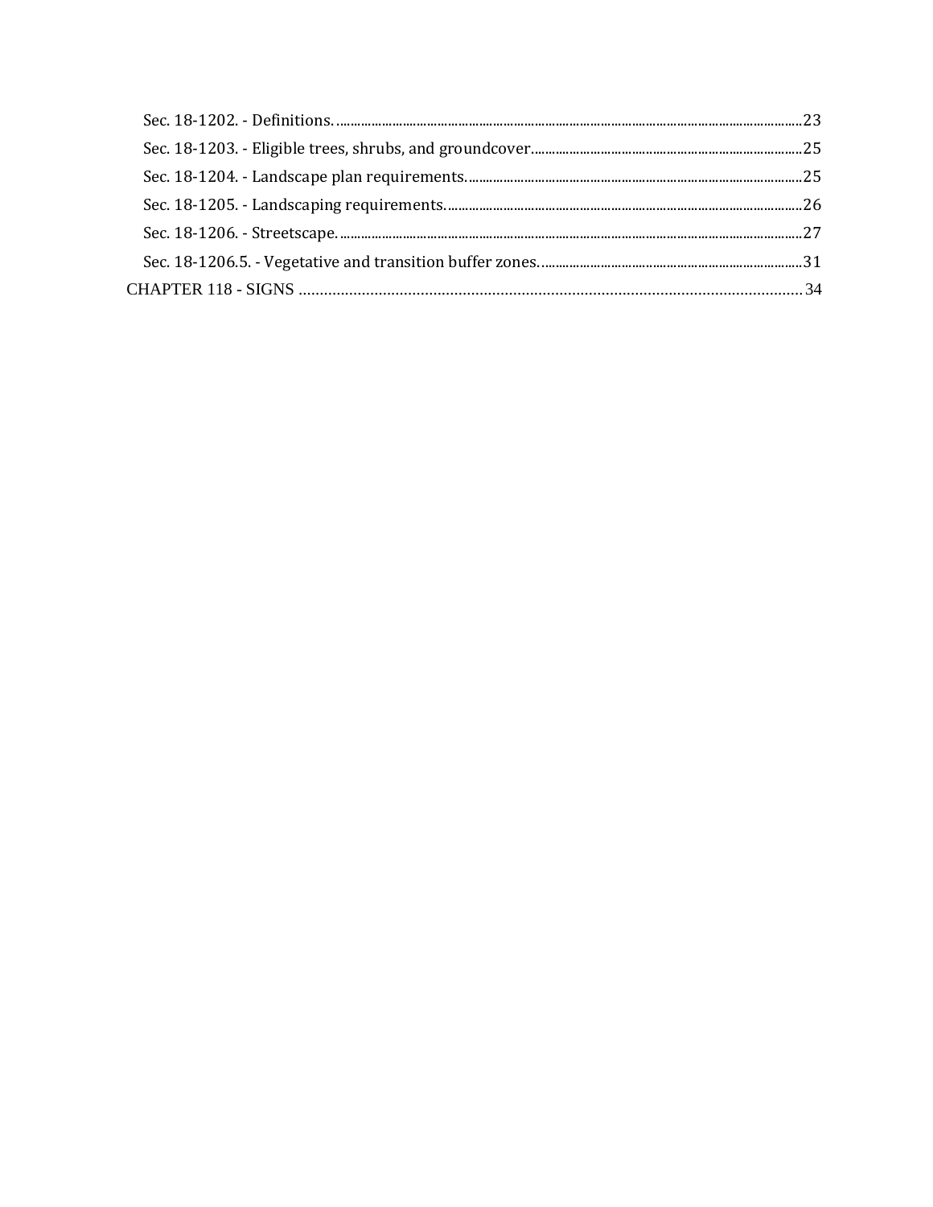Sec. 18-1202. - Definitions. ....................................................................................................................................23

Sec. 18-1203. - Eligible trees, shrubs, and groundcover..............................................................................25

Sec. 18-1204. - Landscape plan requirements. ................................................................................................25

Sec. 18-1205. - Landscaping requirements. .......................................................................................................26

Sec. 18-1206. - Streetscape. ......................................................................................................................................27

Sec. 18-1206.5. - Vegetative and transition buffer zones. ...........................................................................31

CHAPTER 118 - SIGNS ........................................................................................................................ 34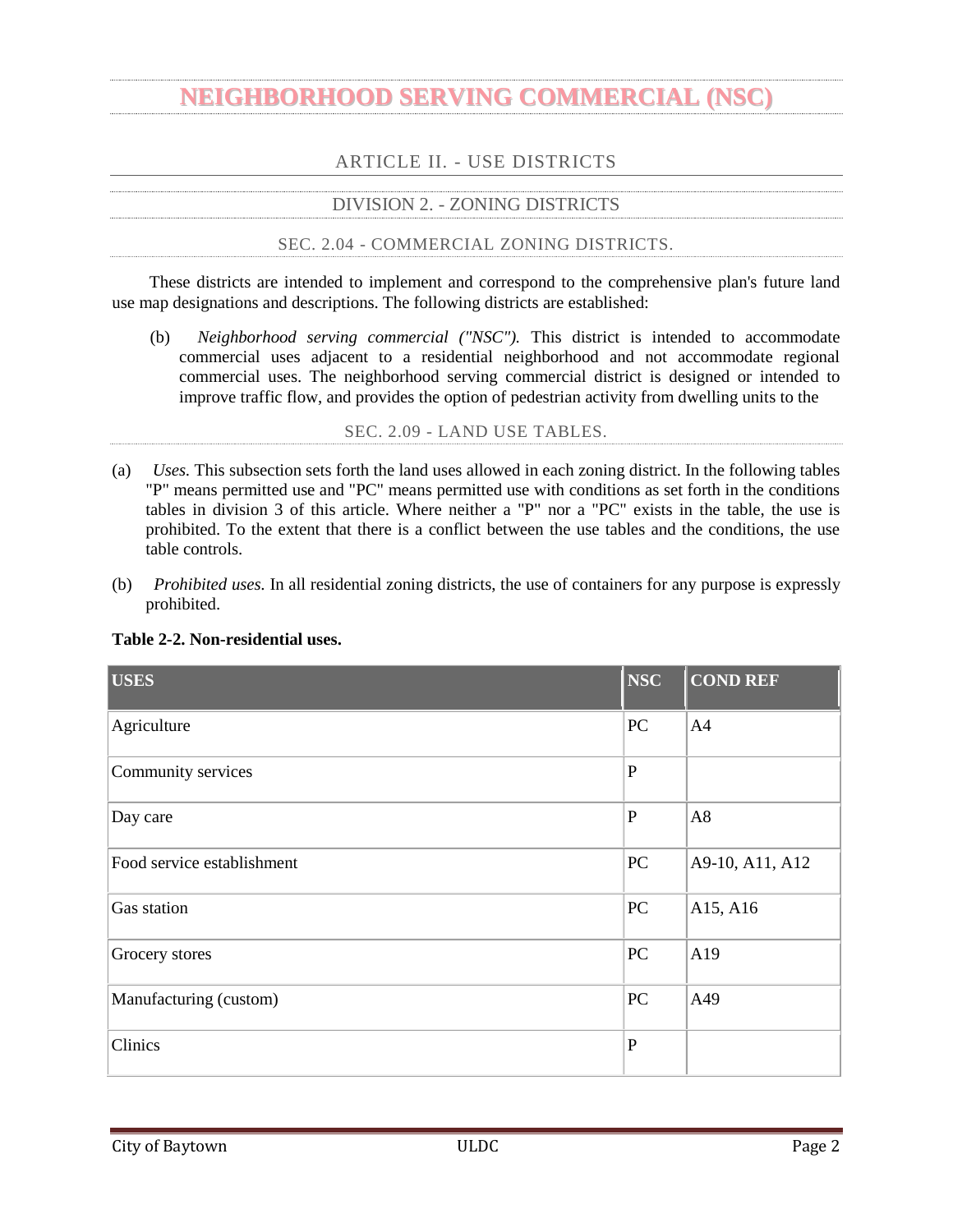# NEIGHBORHOOD SERVING COMMERCIAL (NSC)

## ARTICLE II. - USE DISTRICTS

### DIVISION 2. - ZONING DISTRICTS

#### SEC. 2.04 - COMMERCIAL ZONING DISTRICTS.

These districts are intended to implement and correspond to the comprehensive plan's future land use map designations and descriptions. The following districts are established:

(b) *Neighborhood serving commercial ("NSC").* This district is intended to accommodate commercial uses adjacent to a residential neighborhood and not accommodate regional commercial uses. The neighborhood serving commercial district is designed or intended to improve traffic flow, and provides the option of pedestrian activity from dwelling units to the

#### SEC. 2.09 - LAND USE TABLES.

(a) *Uses.* This subsection sets forth the land uses allowed in each zoning district. In the following tables "P" means permitted use and "PC" means permitted use with conditions as set forth in the conditions tables in division 3 of this article. Where neither a "P" nor a "PC" exists in the table, the use is prohibited. To the extent that there is a conflict between the use tables and the conditions, the use table controls.

(b) *Prohibited uses.* In all residential zoning districts, the use of containers for any purpose is expressly prohibited.

**Table 2-2. Non-residential uses.**

| USES | NSC | COND REF |
|---|---|---|
| Agriculture | PC | A4 |
| Community services | P | |
| Day care | P | A8 |
| Food service establishment | PC | A9-10, A11, A12 |
| Gas station | PC | A15, A16 |
| Grocery stores | PC | A19 |
| Manufacturing (custom) | PC | A49 |
| Clinics | P | |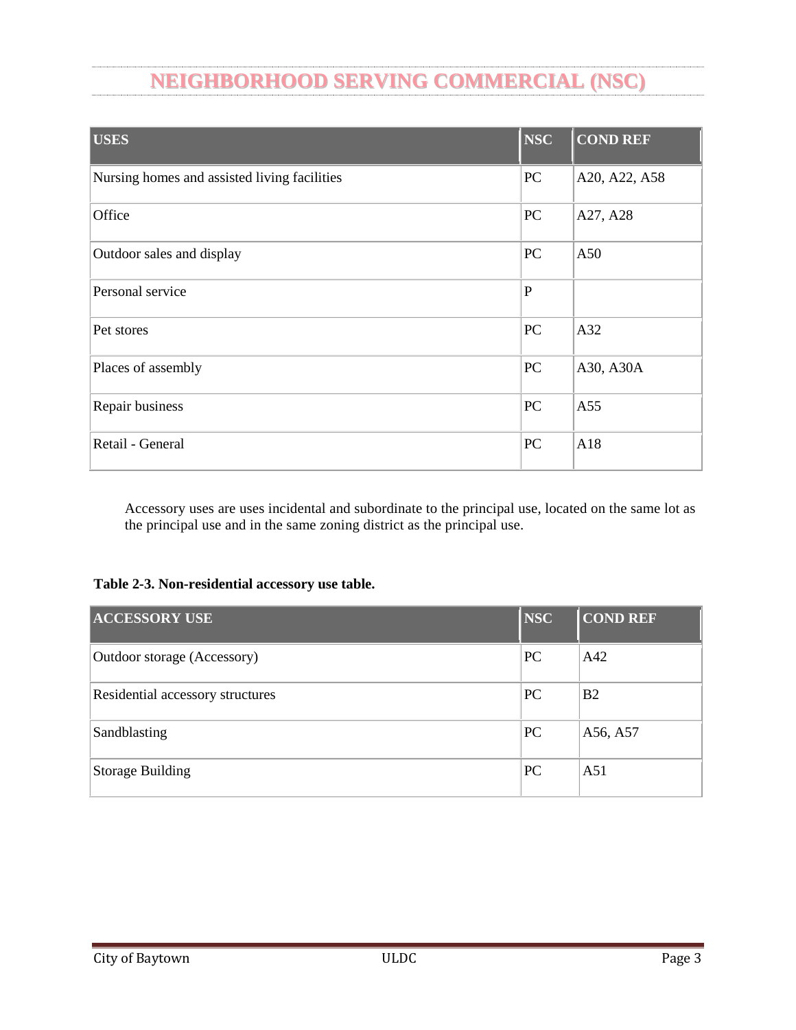# NEIGHBORHOOD SERVING COMMERCIAL (NSC)

| USES | NSC | COND REF |
|---|---|---|
| Nursing homes and assisted living facilities | PC | A20, A22, A58 |
| Office | PC | A27, A28 |
| Outdoor sales and display | PC | A50 |
| Personal service | P | |
| Pet stores | PC | A32 |
| Places of assembly | PC | A30, A30A |
| Repair business | PC | A55 |
| Retail - General | PC | A18 |

Accessory uses are uses incidental and subordinate to the principal use, located on the same lot as the principal use and in the same zoning district as the principal use.

**Table 2-3. Non-residential accessory use table.**

| ACCESSORY USE | NSC | COND REF |
|---|---|---|
| Outdoor storage (Accessory) | PC | A42 |
| Residential accessory structures | PC | B2 |
| Sandblasting | PC | A56, A57 |
| Storage Building | PC | A51 |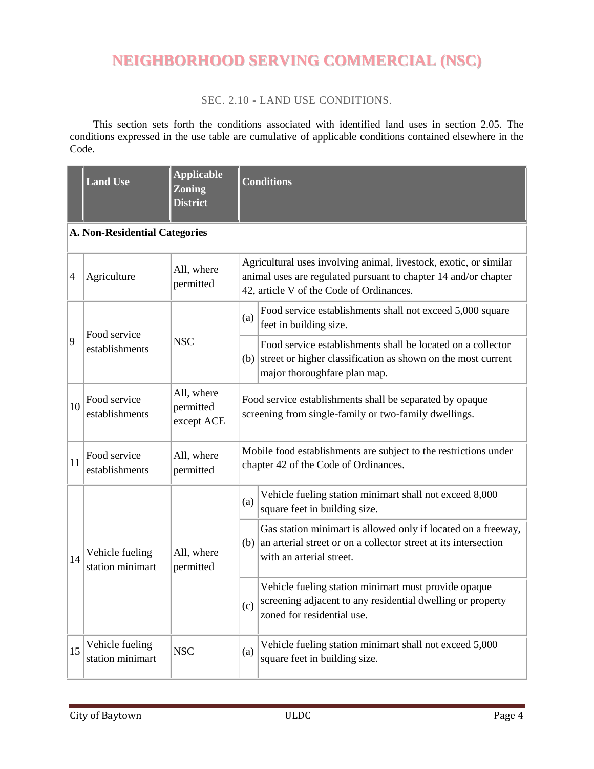# NEIGHBORHOOD SERVING COMMERCIAL (NSC)

## SEC. 2.10 - LAND USE CONDITIONS.

This section sets forth the conditions associated with identified land uses in section 2.05. The conditions expressed in the use table are cumulative of applicable conditions contained elsewhere in the Code.

| | Land Use | Applicable Zoning District | Conditions | |
|---|---|---|---|---|
| **A. Non-Residential Categories** | | | | |
| 4 | Agriculture | All, where permitted | Agricultural uses involving animal, livestock, exotic, or similar animal uses are regulated pursuant to chapter 14 and/or chapter 42, article V of the Code of Ordinances. | |
| 9 | Food service establishments | NSC | (a) | Food service establishments shall not exceed 5,000 square feet in building size. |
| | | | (b) | Food service establishments shall be located on a collector street or higher classification as shown on the most current major thoroughfare plan map. |
| 10 | Food service establishments | All, where permitted except ACE | Food service establishments shall be separated by opaque screening from single-family or two-family dwellings. | |
| 11 | Food service establishments | All, where permitted | Mobile food establishments are subject to the restrictions under chapter 42 of the Code of Ordinances. | |
| 14 | Vehicle fueling station minimart | All, where permitted | (a) | Vehicle fueling station minimart shall not exceed 8,000 square feet in building size. |
| | | | (b) | Gas station minimart is allowed only if located on a freeway, an arterial street or on a collector street at its intersection with an arterial street. |
| | | | (c) | Vehicle fueling station minimart must provide opaque screening adjacent to any residential dwelling or property zoned for residential use. |
| 15 | Vehicle fueling station minimart | NSC | (a) | Vehicle fueling station minimart shall not exceed 5,000 square feet in building size. |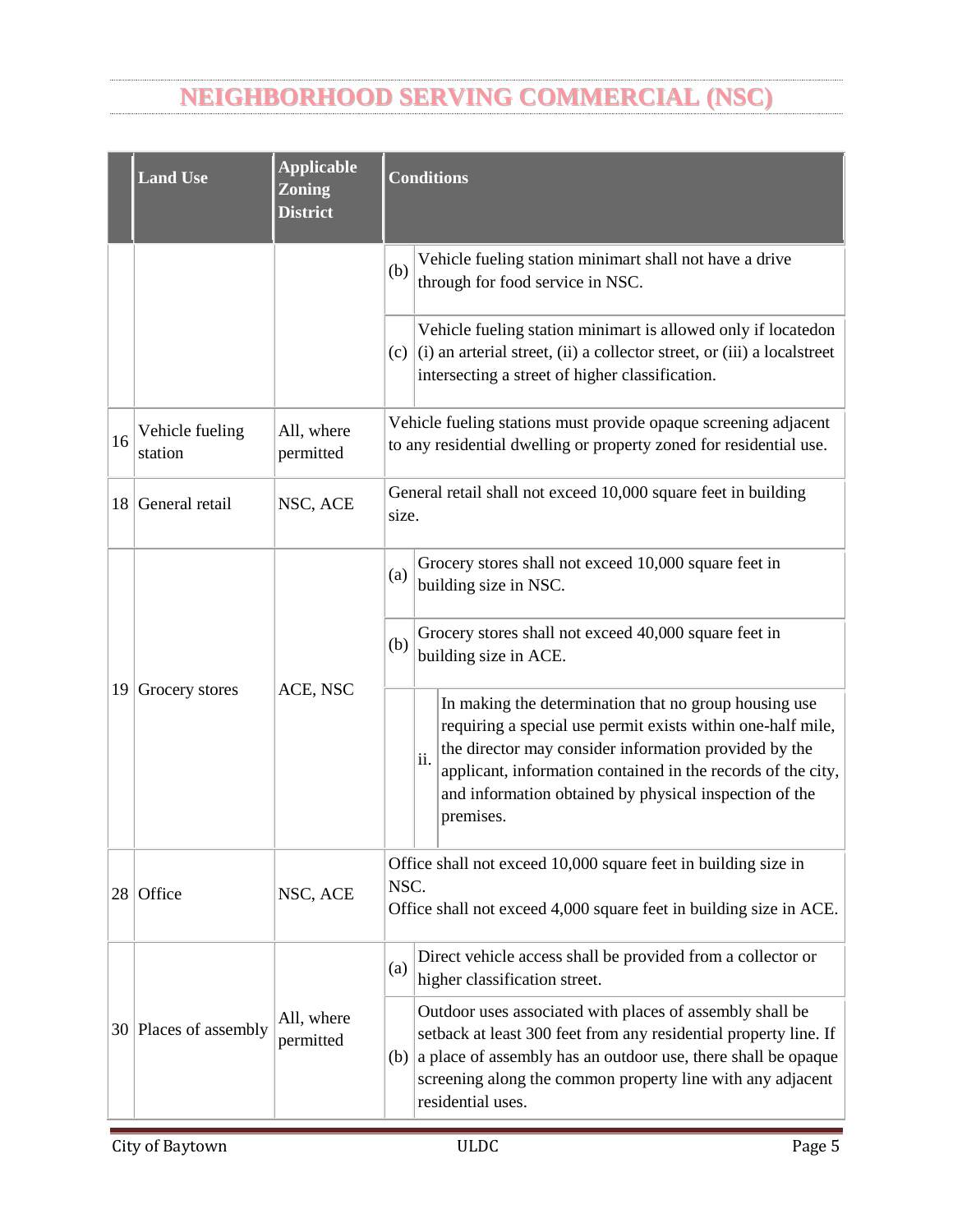# NEIGHBORHOOD SERVING COMMERCIAL (NSC)

| | Land Use | Applicable Zoning District | Conditions |
|---|---|---|---|
| | | | (b) Vehicle fueling station minimart shall not have a drive through for food service in NSC. |
| | | | (c) Vehicle fueling station minimart is allowed only if locatedon (i) an arterial street, (ii) a collector street, or (iii) a localstreet intersecting a street of higher classification. |
| 16 | Vehicle fueling station | All, where permitted | Vehicle fueling stations must provide opaque screening adjacent to any residential dwelling or property zoned for residential use. |
| 18 | General retail | NSC, ACE | General retail shall not exceed 10,000 square feet in building size. |
| 19 | Grocery stores | ACE, NSC | (a) Grocery stores shall not exceed 10,000 square feet in building size in NSC. |
| | | | (b) Grocery stores shall not exceed 40,000 square feet in building size in ACE. |
| | | | ii. In making the determination that no group housing use requiring a special use permit exists within one-half mile, the director may consider information provided by the applicant, information contained in the records of the city, and information obtained by physical inspection of the premises. |
| 28 | Office | NSC, ACE | Office shall not exceed 10,000 square feet in building size in NSC. Office shall not exceed 4,000 square feet in building size in ACE. |
| 30 | Places of assembly | All, where permitted | (a) Direct vehicle access shall be provided from a collector or higher classification street. |
| | | | (b) Outdoor uses associated with places of assembly shall be setback at least 300 feet from any residential property line. If a place of assembly has an outdoor use, there shall be opaque screening along the common property line with any adjacent residential uses. |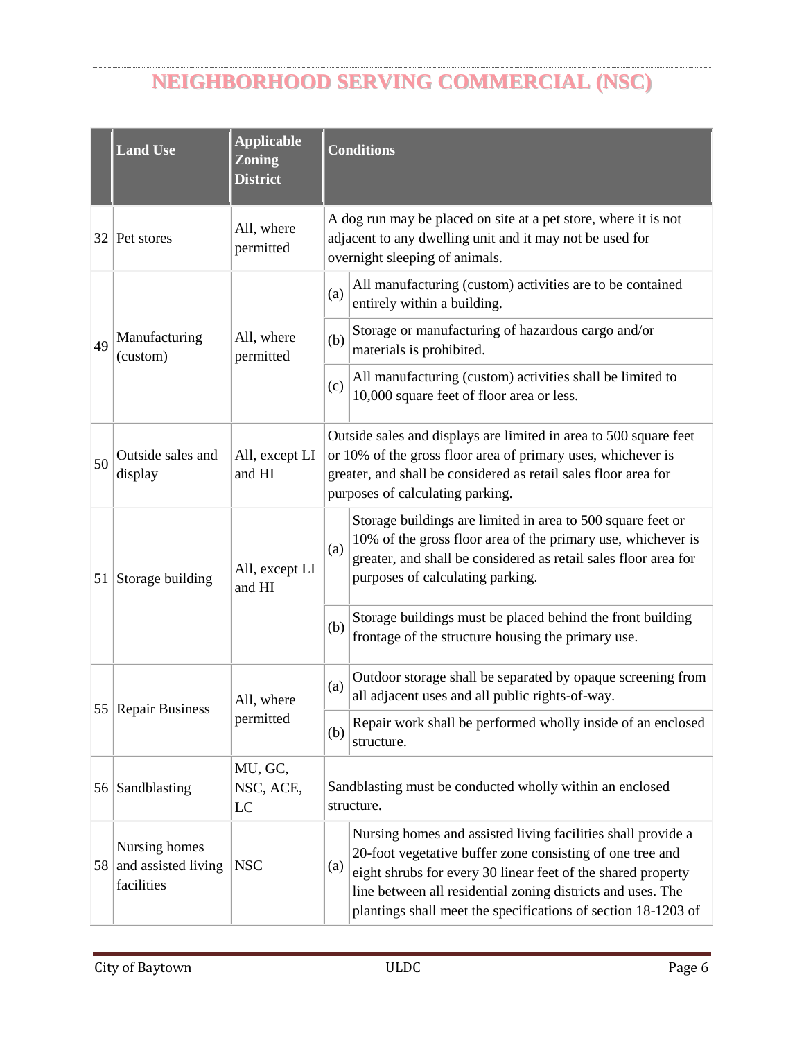## NEIGHBORHOOD SERVING COMMERCIAL (NSC)

| | Land Use | Applicable Zoning District | Conditions | |
|---|---|---|---|---|
| 32 | Pet stores | All, where permitted | A dog run may be placed on site at a pet store, where it is not adjacent to any dwelling unit and it may not be used for overnight sleeping of animals. | |
| 49 | Manufacturing (custom) | All, where permitted | (a) | All manufacturing (custom) activities are to be contained entirely within a building. |
| | | | (b) | Storage or manufacturing of hazardous cargo and/or materials is prohibited. |
| | | | (c) | All manufacturing (custom) activities shall be limited to 10,000 square feet of floor area or less. |
| 50 | Outside sales and display | All, except LI and HI | Outside sales and displays are limited in area to 500 square feet or 10% of the gross floor area of primary uses, whichever is greater, and shall be considered as retail sales floor area for purposes of calculating parking. | |
| 51 | Storage building | All, except LI and HI | (a) | Storage buildings are limited in area to 500 square feet or 10% of the gross floor area of the primary use, whichever is greater, and shall be considered as retail sales floor area for purposes of calculating parking. |
| | | | (b) | Storage buildings must be placed behind the front building frontage of the structure housing the primary use. |
| 55 | Repair Business | All, where permitted | (a) | Outdoor storage shall be separated by opaque screening from all adjacent uses and all public rights-of-way. |
| | | | (b) | Repair work shall be performed wholly inside of an enclosed structure. |
| 56 | Sandblasting | MU, GC, NSC, ACE, LC | Sandblasting must be conducted wholly within an enclosed structure. | |
| 58 | Nursing homes and assisted living facilities | NSC | (a) | Nursing homes and assisted living facilities shall provide a 20-foot vegetative buffer zone consisting of one tree and eight shrubs for every 30 linear feet of the shared property line between all residential zoning districts and uses. The plantings shall meet the specifications of section 18-1203 of |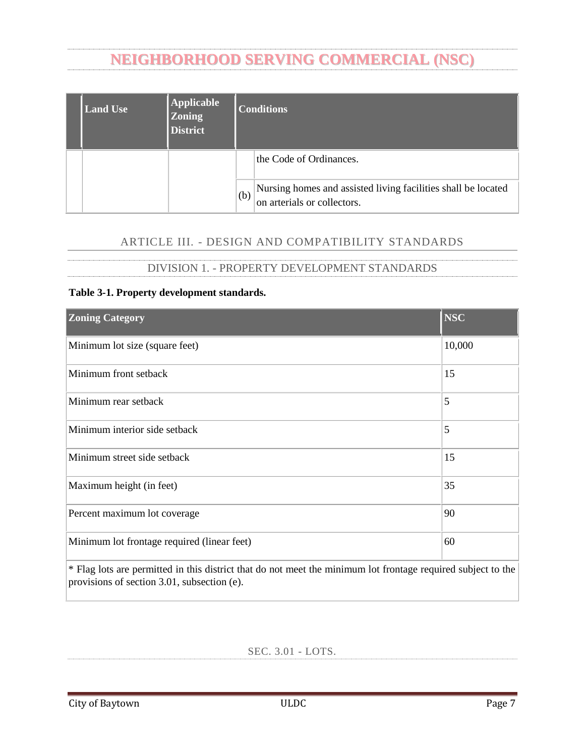# NEIGHBORHOOD SERVING COMMERCIAL (NSC)

| | Land Use | Applicable Zoning District | Conditions | |
|---|---|---|---|---|
| | | | | the Code of Ordinances. |
| | | | (b) | Nursing homes and assisted living facilities shall be located on arterials or collectors. |

## ARTICLE III. - DESIGN AND COMPATIBILITY STANDARDS

### DIVISION 1. - PROPERTY DEVELOPMENT STANDARDS

**Table 3-1. Property development standards.**

| Zoning Category | NSC |
|---|---|
| Minimum lot size (square feet) | 10,000 |
| Minimum front setback | 15 |
| Minimum rear setback | 5 |
| Minimum interior side setback | 5 |
| Minimum street side setback | 15 |
| Maximum height (in feet) | 35 |
| Percent maximum lot coverage | 90 |
| Minimum lot frontage required (linear feet) | 60 |
| * Flag lots are permitted in this district that do not meet the minimum lot frontage required subject to the provisions of section 3.01, subsection (e). | |

### SEC. 3.01 - LOTS.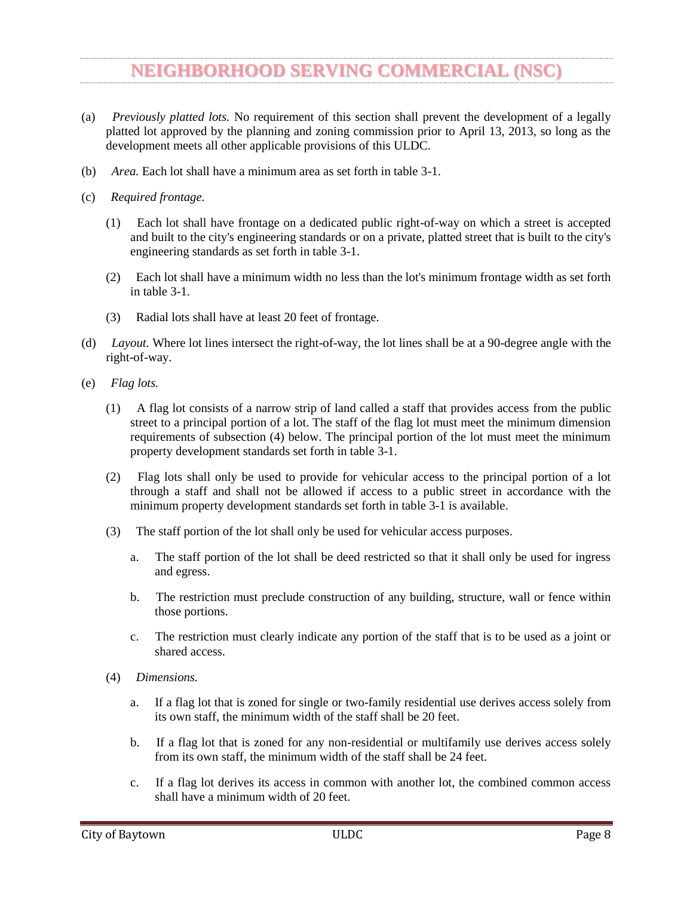# NEIGHBORHOOD SERVING COMMERCIAL (NSC)

(a) *Previously platted lots.* No requirement of this section shall prevent the development of a legally platted lot approved by the planning and zoning commission prior to April 13, 2013, so long as the development meets all other applicable provisions of this ULDC.

(b) *Area.* Each lot shall have a minimum area as set forth in table 3-1.

(c) *Required frontage.*

(1) Each lot shall have frontage on a dedicated public right-of-way on which a street is accepted and built to the city's engineering standards or on a private, platted street that is built to the city's engineering standards as set forth in table 3-1.

(2) Each lot shall have a minimum width no less than the lot's minimum frontage width as set forth in table 3-1.

(3) Radial lots shall have at least 20 feet of frontage.

(d) *Layout.* Where lot lines intersect the right-of-way, the lot lines shall be at a 90-degree angle with the right-of-way.

(e) *Flag lots.*

(1) A flag lot consists of a narrow strip of land called a staff that provides access from the public street to a principal portion of a lot. The staff of the flag lot must meet the minimum dimension requirements of subsection (4) below. The principal portion of the lot must meet the minimum property development standards set forth in table 3-1.

(2) Flag lots shall only be used to provide for vehicular access to the principal portion of a lot through a staff and shall not be allowed if access to a public street in accordance with the minimum property development standards set forth in table 3-1 is available.

(3) The staff portion of the lot shall only be used for vehicular access purposes.

a. The staff portion of the lot shall be deed restricted so that it shall only be used for ingress and egress.

b. The restriction must preclude construction of any building, structure, wall or fence within those portions.

c. The restriction must clearly indicate any portion of the staff that is to be used as a joint or shared access.

(4) *Dimensions.*

a. If a flag lot that is zoned for single or two-family residential use derives access solely from its own staff, the minimum width of the staff shall be 20 feet.

b. If a flag lot that is zoned for any non-residential or multifamily use derives access solely from its own staff, the minimum width of the staff shall be 24 feet.

c. If a flag lot derives its access in common with another lot, the combined common access shall have a minimum width of 20 feet.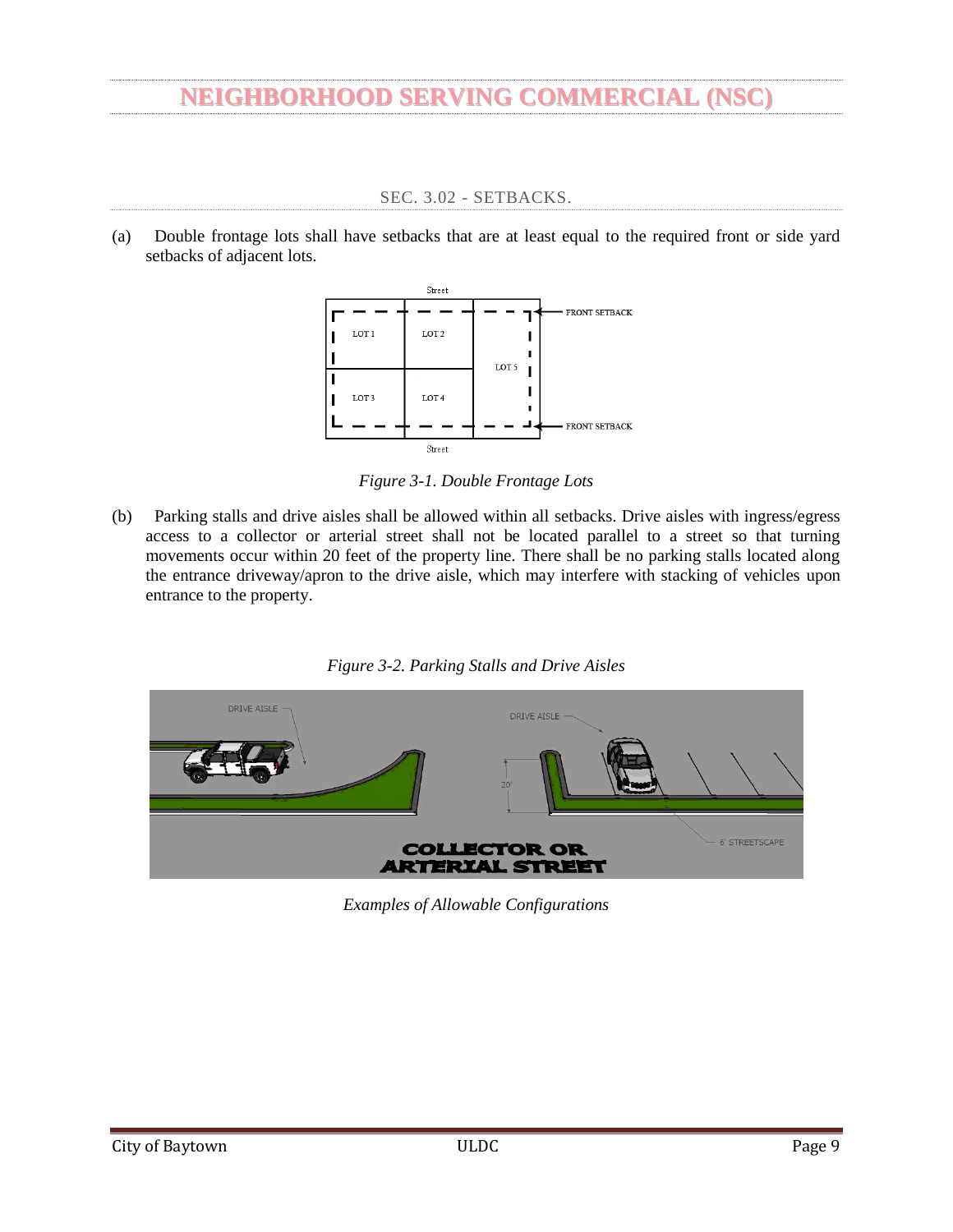# NEIGHBORHOOD SERVING COMMERCIAL (NSC)

## SEC. 3.02 - SETBACKS.

(a) Double frontage lots shall have setbacks that are at least equal to the required front or side yard setbacks of adjacent lots.

*Figure 3-1. Double Frontage Lots*

(b) Parking stalls and drive aisles shall be allowed within all setbacks. Drive aisles with ingress/egress access to a collector or arterial street shall not be located parallel to a street so that turning movements occur within 20 feet of the property line. There shall be no parking stalls located along the entrance driveway/apron to the drive aisle, which may interfere with stacking of vehicles upon entrance to the property.

*Figure 3-2. Parking Stalls and Drive Aisles*

*Examples of Allowable Configurations*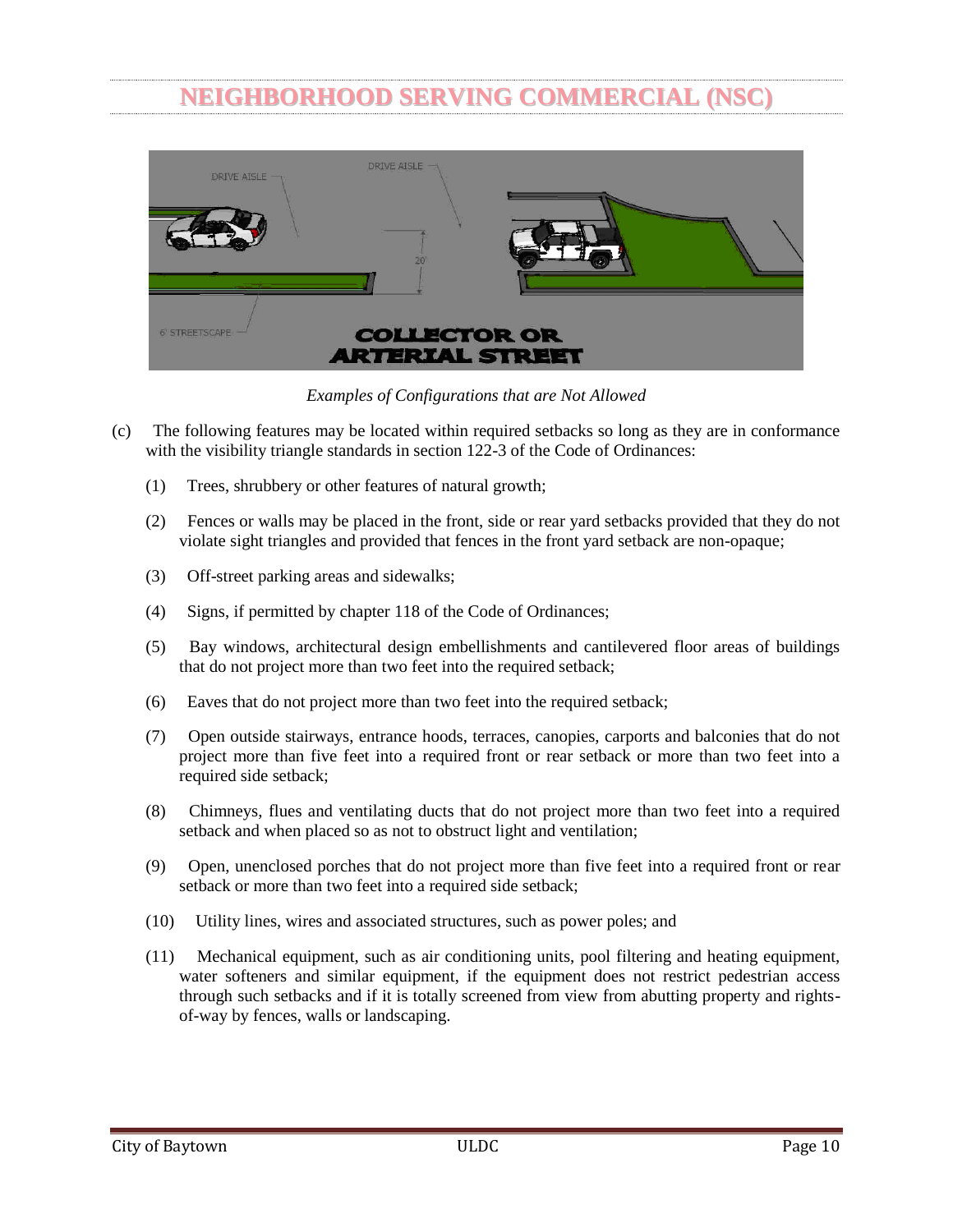# NEIGHBORHOOD SERVING COMMERCIAL (NSC)

*Examples of Configurations that are Not Allowed*

(c) The following features may be located within required setbacks so long as they are in conformance with the visibility triangle standards in section 122-3 of the Code of Ordinances:

(1) Trees, shrubbery or other features of natural growth;

(2) Fences or walls may be placed in the front, side or rear yard setbacks provided that they do not violate sight triangles and provided that fences in the front yard setback are non-opaque;

(3) Off-street parking areas and sidewalks;

(4) Signs, if permitted by chapter 118 of the Code of Ordinances;

(5) Bay windows, architectural design embellishments and cantilevered floor areas of buildings that do not project more than two feet into the required setback;

(6) Eaves that do not project more than two feet into the required setback;

(7) Open outside stairways, entrance hoods, terraces, canopies, carports and balconies that do not project more than five feet into a required front or rear setback or more than two feet into a required side setback;

(8) Chimneys, flues and ventilating ducts that do not project more than two feet into a required setback and when placed so as not to obstruct light and ventilation;

(9) Open, unenclosed porches that do not project more than five feet into a required front or rear setback or more than two feet into a required side setback;

(10) Utility lines, wires and associated structures, such as power poles; and

(11) Mechanical equipment, such as air conditioning units, pool filtering and heating equipment, water softeners and similar equipment, if the equipment does not restrict pedestrian access through such setbacks and if it is totally screened from view from abutting property and rights-of-way by fences, walls or landscaping.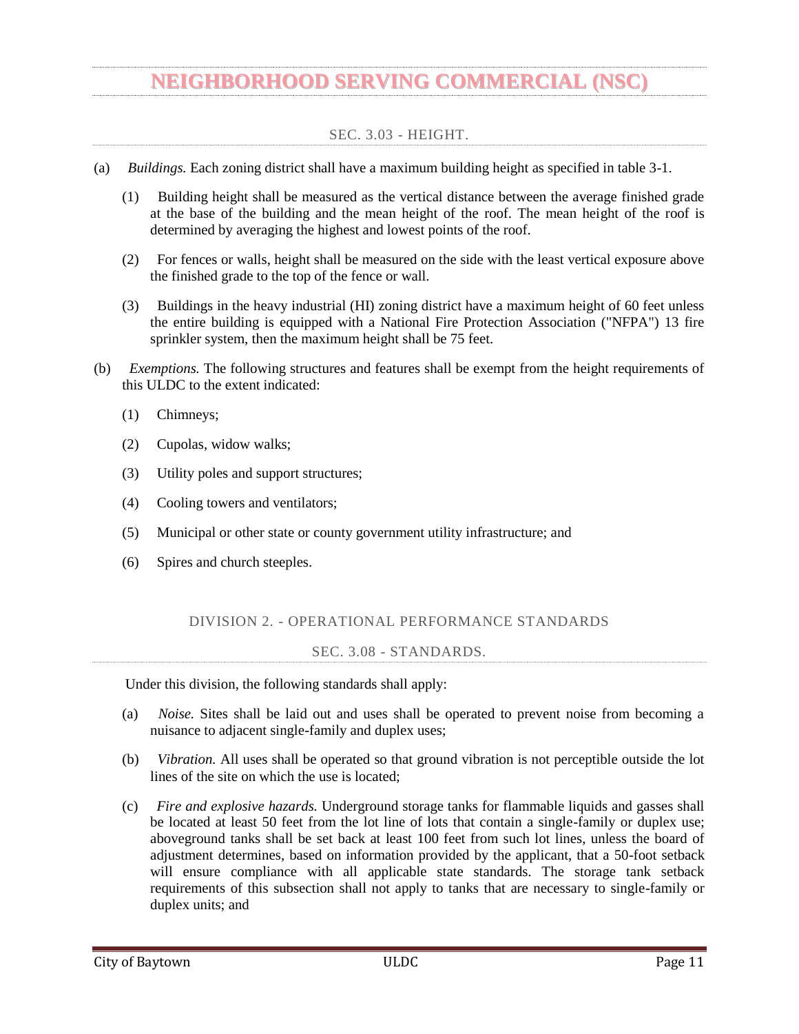# NEIGHBORHOOD SERVING COMMERCIAL (NSC)

## SEC. 3.03 - HEIGHT.

(a) *Buildings.* Each zoning district shall have a maximum building height as specified in table 3-1.

(1) Building height shall be measured as the vertical distance between the average finished grade at the base of the building and the mean height of the roof. The mean height of the roof is determined by averaging the highest and lowest points of the roof.

(2) For fences or walls, height shall be measured on the side with the least vertical exposure above the finished grade to the top of the fence or wall.

(3) Buildings in the heavy industrial (HI) zoning district have a maximum height of 60 feet unless the entire building is equipped with a National Fire Protection Association ("NFPA") 13 fire sprinkler system, then the maximum height shall be 75 feet.

(b) *Exemptions.* The following structures and features shall be exempt from the height requirements of this ULDC to the extent indicated:

(1) Chimneys;

(2) Cupolas, widow walks;

(3) Utility poles and support structures;

(4) Cooling towers and ventilators;

(5) Municipal or other state or county government utility infrastructure; and

(6) Spires and church steeples.

## DIVISION 2. - OPERATIONAL PERFORMANCE STANDARDS

## SEC. 3.08 - STANDARDS.

Under this division, the following standards shall apply:

(a) *Noise.* Sites shall be laid out and uses shall be operated to prevent noise from becoming a nuisance to adjacent single-family and duplex uses;

(b) *Vibration.* All uses shall be operated so that ground vibration is not perceptible outside the lot lines of the site on which the use is located;

(c) *Fire and explosive hazards.* Underground storage tanks for flammable liquids and gasses shall be located at least 50 feet from the lot line of lots that contain a single-family or duplex use; aboveground tanks shall be set back at least 100 feet from such lot lines, unless the board of adjustment determines, based on information provided by the applicant, that a 50-foot setback will ensure compliance with all applicable state standards. The storage tank setback requirements of this subsection shall not apply to tanks that are necessary to single-family or duplex units; and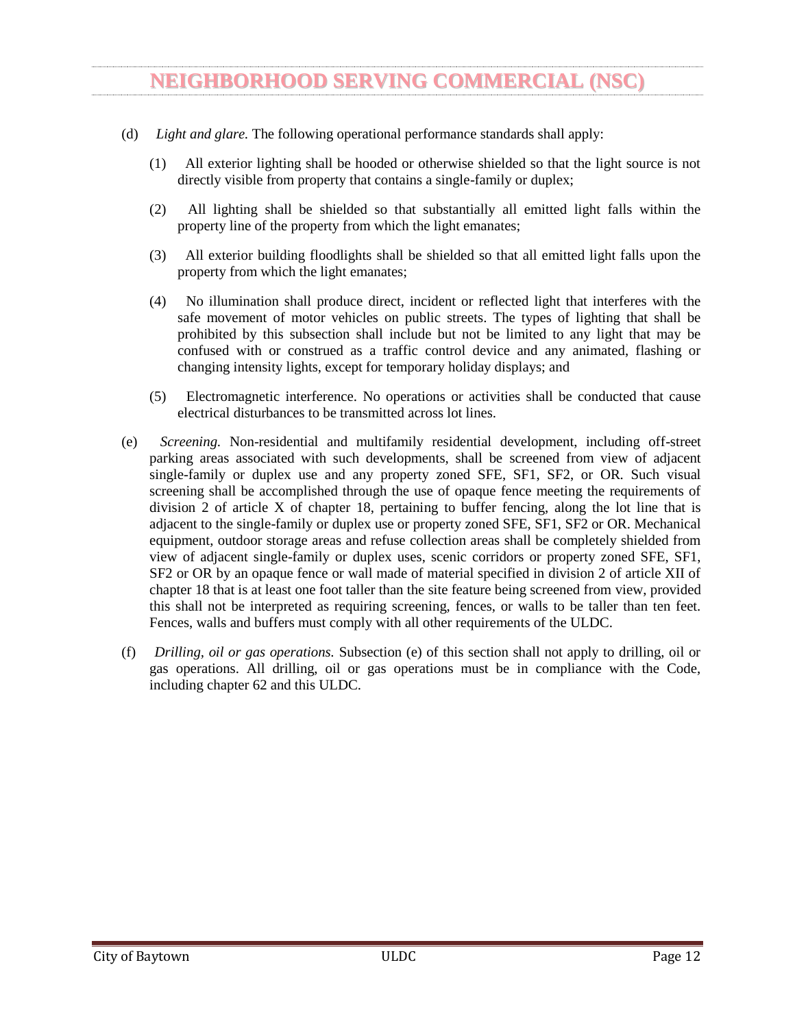# NEIGHBORHOOD SERVING COMMERCIAL (NSC)

(d) *Light and glare.* The following operational performance standards shall apply:

(1) All exterior lighting shall be hooded or otherwise shielded so that the light source is not directly visible from property that contains a single-family or duplex;

(2) All lighting shall be shielded so that substantially all emitted light falls within the property line of the property from which the light emanates;

(3) All exterior building floodlights shall be shielded so that all emitted light falls upon the property from which the light emanates;

(4) No illumination shall produce direct, incident or reflected light that interferes with the safe movement of motor vehicles on public streets. The types of lighting that shall be prohibited by this subsection shall include but not be limited to any light that may be confused with or construed as a traffic control device and any animated, flashing or changing intensity lights, except for temporary holiday displays; and

(5) Electromagnetic interference. No operations or activities shall be conducted that cause electrical disturbances to be transmitted across lot lines.

(e) *Screening.* Non-residential and multifamily residential development, including off-street parking areas associated with such developments, shall be screened from view of adjacent single-family or duplex use and any property zoned SFE, SF1, SF2, or OR. Such visual screening shall be accomplished through the use of opaque fence meeting the requirements of division 2 of article X of chapter 18, pertaining to buffer fencing, along the lot line that is adjacent to the single-family or duplex use or property zoned SFE, SF1, SF2 or OR. Mechanical equipment, outdoor storage areas and refuse collection areas shall be completely shielded from view of adjacent single-family or duplex uses, scenic corridors or property zoned SFE, SF1, SF2 or OR by an opaque fence or wall made of material specified in division 2 of article XII of chapter 18 that is at least one foot taller than the site feature being screened from view, provided this shall not be interpreted as requiring screening, fences, or walls to be taller than ten feet. Fences, walls and buffers must comply with all other requirements of the ULDC.

(f) *Drilling, oil or gas operations.* Subsection (e) of this section shall not apply to drilling, oil or gas operations. All drilling, oil or gas operations must be in compliance with the Code, including chapter 62 and this ULDC.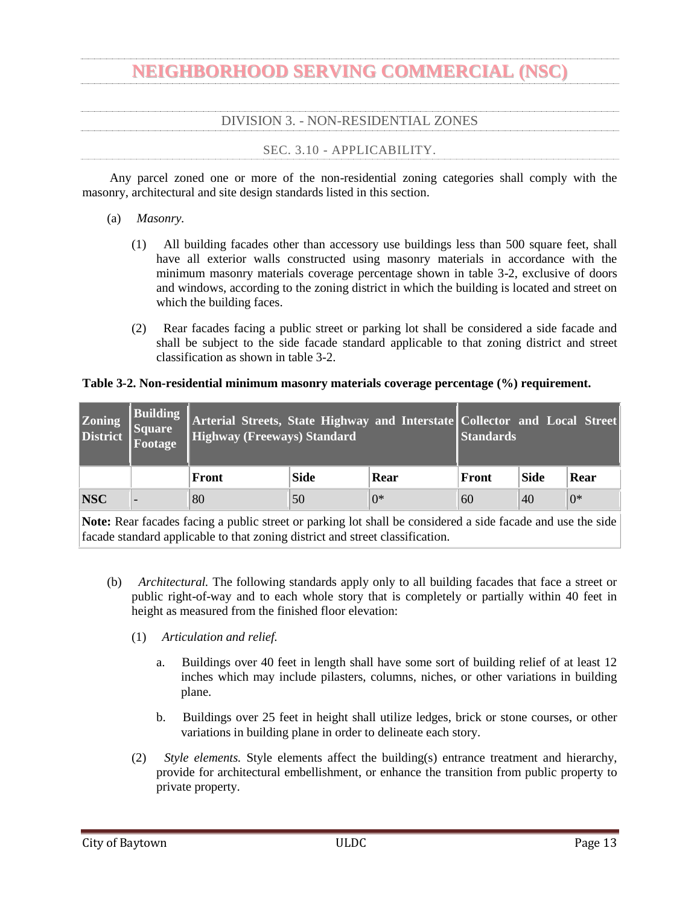# NEIGHBORHOOD SERVING COMMERCIAL (NSC)

## DIVISION 3. - NON-RESIDENTIAL ZONES

### SEC. 3.10 - APPLICABILITY.

Any parcel zoned one or more of the non-residential zoning categories shall comply with the masonry, architectural and site design standards listed in this section.

(a) *Masonry.*

(1) All building facades other than accessory use buildings less than 500 square feet, shall have all exterior walls constructed using masonry materials in accordance with the minimum masonry materials coverage percentage shown in table 3-2, exclusive of doors and windows, according to the zoning district in which the building is located and street on which the building faces.

(2) Rear facades facing a public street or parking lot shall be considered a side facade and shall be subject to the side facade standard applicable to that zoning district and street classification as shown in table 3-2.

**Table 3-2. Non-residential minimum masonry materials coverage percentage (%) requirement.**

| Zoning District | Building Square Footage | Arterial Streets, State Highway and Interstate Highway (Freeways) Standard | | | Collector and Local Street Standards | | |
|---|---|---|---|---|---|---|---|
| | | Front | Side | Rear | Front | Side | Rear |
| **NSC** | - | 80 | 50 | 0* | 60 | 40 | 0* |
| **Note:** Rear facades facing a public street or parking lot shall be considered a side facade and use the side facade standard applicable to that zoning district and street classification. | | | | | | | |

(b) *Architectural.* The following standards apply only to all building facades that face a street or public right-of-way and to each whole story that is completely or partially within 40 feet in height as measured from the finished floor elevation:

(1) *Articulation and relief.*

a. Buildings over 40 feet in length shall have some sort of building relief of at least 12 inches which may include pilasters, columns, niches, or other variations in building plane.

b. Buildings over 25 feet in height shall utilize ledges, brick or stone courses, or other variations in building plane in order to delineate each story.

(2) *Style elements.* Style elements affect the building(s) entrance treatment and hierarchy, provide for architectural embellishment, or enhance the transition from public property to private property.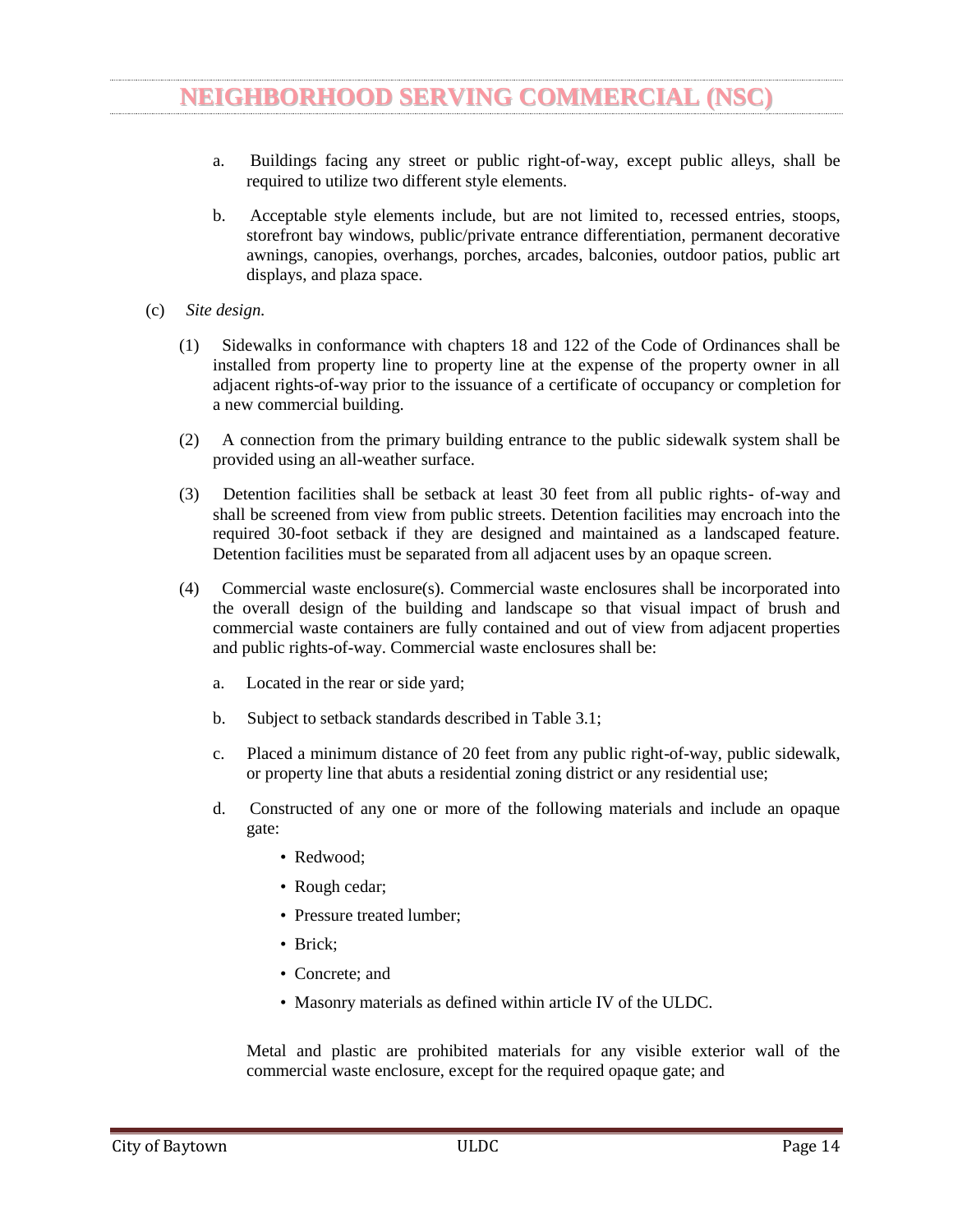a. Buildings facing any street or public right-of-way, except public alleys, shall be required to utilize two different style elements.

b. Acceptable style elements include, but are not limited to, recessed entries, stoops, storefront bay windows, public/private entrance differentiation, permanent decorative awnings, canopies, overhangs, porches, arcades, balconies, outdoor patios, public art displays, and plaza space.

(c) *Site design.*

(1) Sidewalks in conformance with chapters 18 and 122 of the Code of Ordinances shall be installed from property line to property line at the expense of the property owner in all adjacent rights-of-way prior to the issuance of a certificate of occupancy or completion for a new commercial building.

(2) A connection from the primary building entrance to the public sidewalk system shall be provided using an all-weather surface.

(3) Detention facilities shall be setback at least 30 feet from all public rights- of-way and shall be screened from view from public streets. Detention facilities may encroach into the required 30-foot setback if they are designed and maintained as a landscaped feature. Detention facilities must be separated from all adjacent uses by an opaque screen.

(4) Commercial waste enclosure(s). Commercial waste enclosures shall be incorporated into the overall design of the building and landscape so that visual impact of brush and commercial waste containers are fully contained and out of view from adjacent properties and public rights-of-way. Commercial waste enclosures shall be:

a. Located in the rear or side yard;

b. Subject to setback standards described in Table 3.1;

c. Placed a minimum distance of 20 feet from any public right-of-way, public sidewalk, or property line that abuts a residential zoning district or any residential use;

d. Constructed of any one or more of the following materials and include an opaque gate:

- Redwood;
- Rough cedar;
- Pressure treated lumber;
- Brick;
- Concrete; and
- Masonry materials as defined within article IV of the ULDC.

Metal and plastic are prohibited materials for any visible exterior wall of the commercial waste enclosure, except for the required opaque gate; and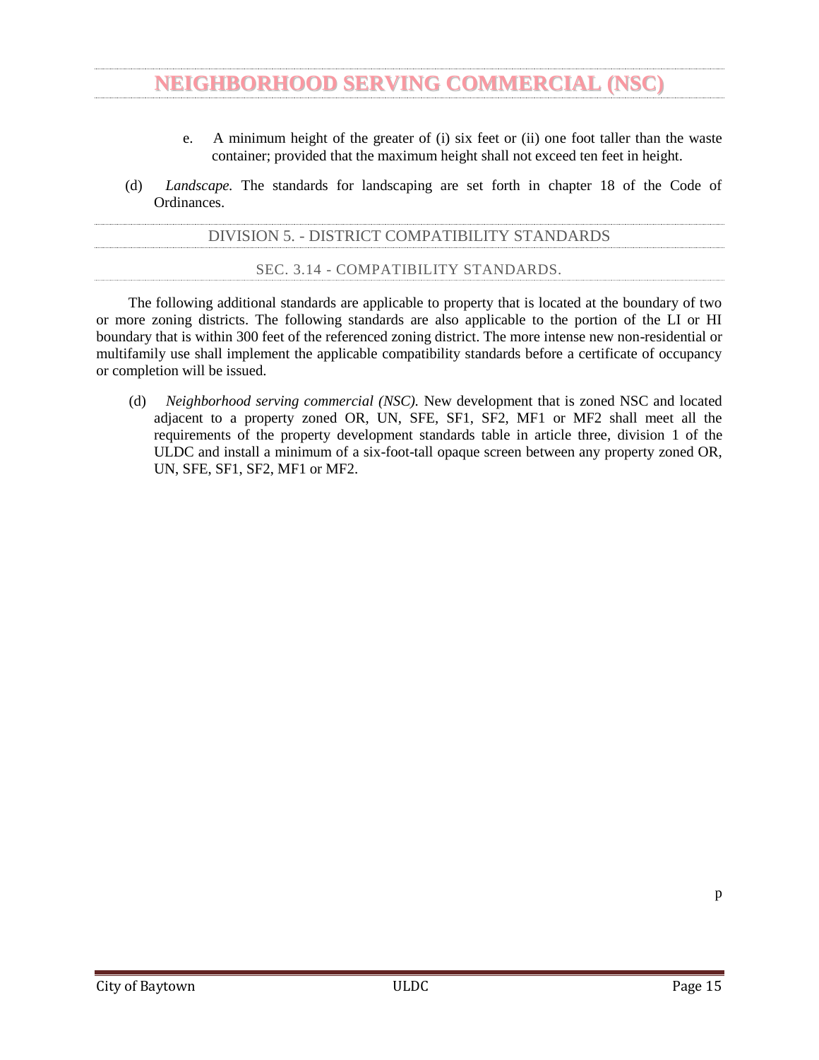e. A minimum height of the greater of (i) six feet or (ii) one foot taller than the waste container; provided that the maximum height shall not exceed ten feet in height.

(d) *Landscape.* The standards for landscaping are set forth in chapter 18 of the Code of Ordinances.

## DIVISION 5. - DISTRICT COMPATIBILITY STANDARDS

### SEC. 3.14 - COMPATIBILITY STANDARDS.

The following additional standards are applicable to property that is located at the boundary of two or more zoning districts. The following standards are also applicable to the portion of the LI or HI boundary that is within 300 feet of the referenced zoning district. The more intense new non-residential or multifamily use shall implement the applicable compatibility standards before a certificate of occupancy or completion will be issued.

(d) *Neighborhood serving commercial (NSC).* New development that is zoned NSC and located adjacent to a property zoned OR, UN, SFE, SF1, SF2, MF1 or MF2 shall meet all the requirements of the property development standards table in article three, division 1 of the ULDC and install a minimum of a six-foot-tall opaque screen between any property zoned OR, UN, SFE, SF1, SF2, MF1 or MF2.

p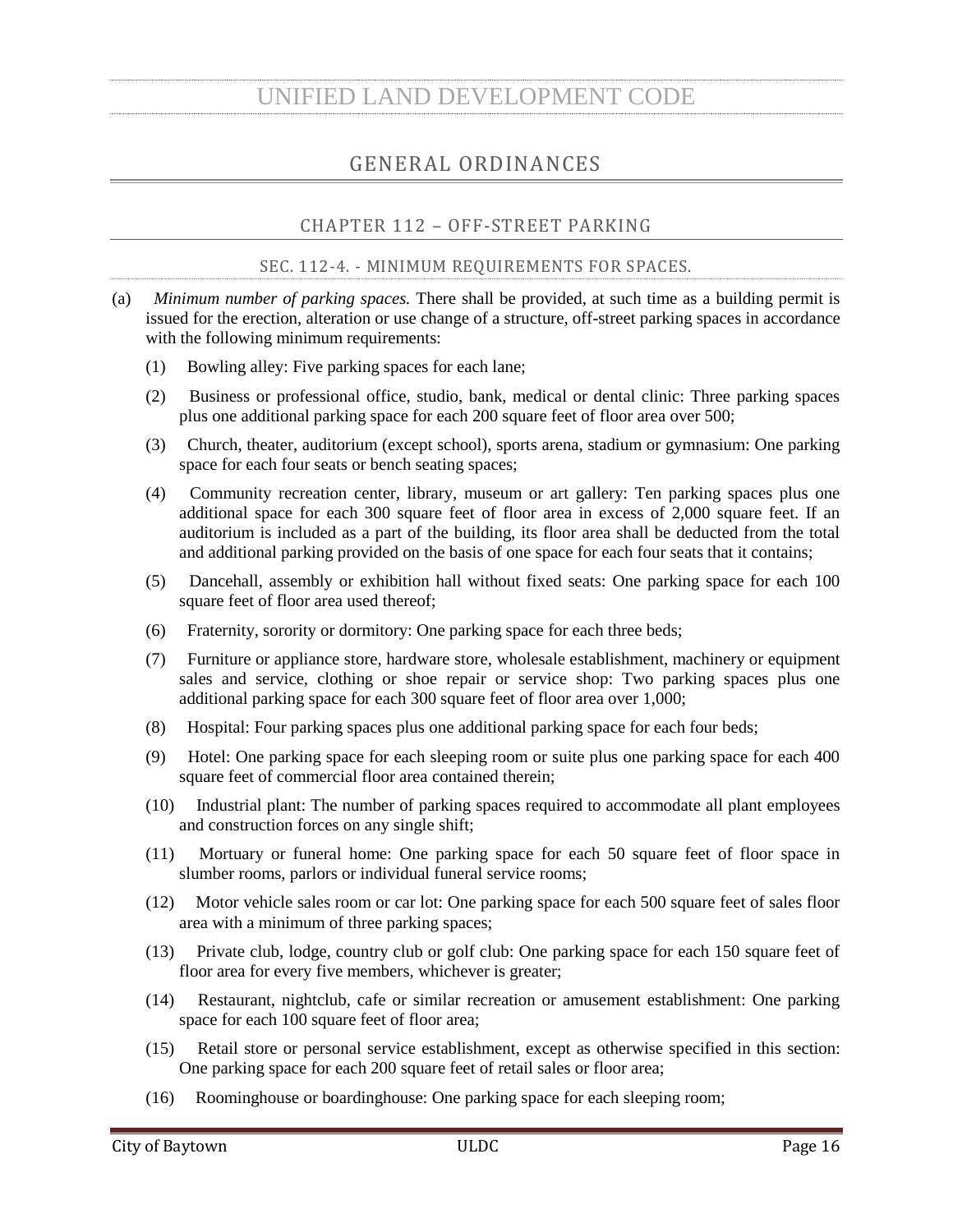# UNIFIED LAND DEVELOPMENT CODE

## GENERAL ORDINANCES

### CHAPTER 112 – OFF-STREET PARKING

#### SEC. 112-4. - MINIMUM REQUIREMENTS FOR SPACES.

(a) *Minimum number of parking spaces.* There shall be provided, at such time as a building permit is issued for the erection, alteration or use change of a structure, off-street parking spaces in accordance with the following minimum requirements:

(1) Bowling alley: Five parking spaces for each lane;

(2) Business or professional office, studio, bank, medical or dental clinic: Three parking spaces plus one additional parking space for each 200 square feet of floor area over 500;

(3) Church, theater, auditorium (except school), sports arena, stadium or gymnasium: One parking space for each four seats or bench seating spaces;

(4) Community recreation center, library, museum or art gallery: Ten parking spaces plus one additional space for each 300 square feet of floor area in excess of 2,000 square feet. If an auditorium is included as a part of the building, its floor area shall be deducted from the total and additional parking provided on the basis of one space for each four seats that it contains;

(5) Dancehall, assembly or exhibition hall without fixed seats: One parking space for each 100 square feet of floor area used thereof;

(6) Fraternity, sorority or dormitory: One parking space for each three beds;

(7) Furniture or appliance store, hardware store, wholesale establishment, machinery or equipment sales and service, clothing or shoe repair or service shop: Two parking spaces plus one additional parking space for each 300 square feet of floor area over 1,000;

(8) Hospital: Four parking spaces plus one additional parking space for each four beds;

(9) Hotel: One parking space for each sleeping room or suite plus one parking space for each 400 square feet of commercial floor area contained therein;

(10) Industrial plant: The number of parking spaces required to accommodate all plant employees and construction forces on any single shift;

(11) Mortuary or funeral home: One parking space for each 50 square feet of floor space in slumber rooms, parlors or individual funeral service rooms;

(12) Motor vehicle sales room or car lot: One parking space for each 500 square feet of sales floor area with a minimum of three parking spaces;

(13) Private club, lodge, country club or golf club: One parking space for each 150 square feet of floor area for every five members, whichever is greater;

(14) Restaurant, nightclub, cafe or similar recreation or amusement establishment: One parking space for each 100 square feet of floor area;

(15) Retail store or personal service establishment, except as otherwise specified in this section: One parking space for each 200 square feet of retail sales or floor area;

(16) Roominghouse or boardinghouse: One parking space for each sleeping room;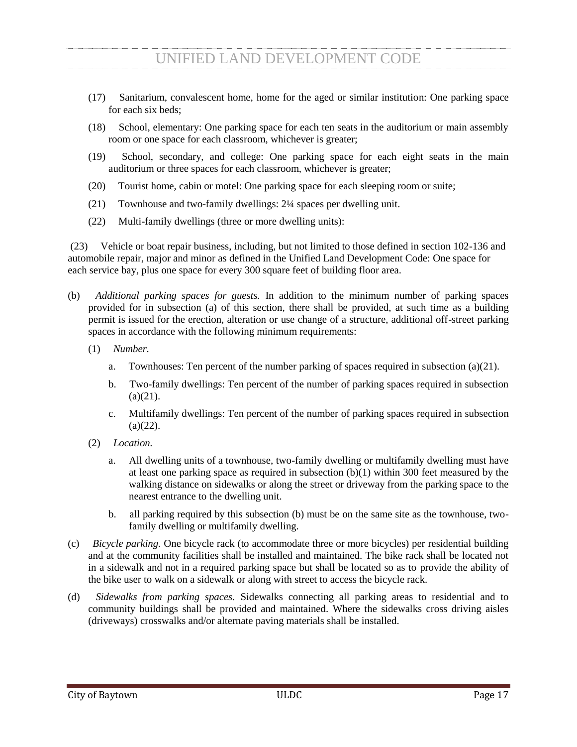(17) Sanitarium, convalescent home, home for the aged or similar institution: One parking space for each six beds;

(18) School, elementary: One parking space for each ten seats in the auditorium or main assembly room or one space for each classroom, whichever is greater;

(19) School, secondary, and college: One parking space for each eight seats in the main auditorium or three spaces for each classroom, whichever is greater;

(20) Tourist home, cabin or motel: One parking space for each sleeping room or suite;

(21) Townhouse and two-family dwellings: 2¼ spaces per dwelling unit.

(22) Multi-family dwellings (three or more dwelling units):

(23) Vehicle or boat repair business, including, but not limited to those defined in section 102-136 and automobile repair, major and minor as defined in the Unified Land Development Code: One space for each service bay, plus one space for every 300 square feet of building floor area.

(b) *Additional parking spaces for guests.* In addition to the minimum number of parking spaces provided for in subsection (a) of this section, there shall be provided, at such time as a building permit is issued for the erection, alteration or use change of a structure, additional off-street parking spaces in accordance with the following minimum requirements:

(1) *Number.*

a. Townhouses: Ten percent of the number parking of spaces required in subsection (a)(21).

b. Two-family dwellings: Ten percent of the number of parking spaces required in subsection (a)(21).

c. Multifamily dwellings: Ten percent of the number of parking spaces required in subsection (a)(22).

(2) *Location.*

a. All dwelling units of a townhouse, two-family dwelling or multifamily dwelling must have at least one parking space as required in subsection (b)(1) within 300 feet measured by the walking distance on sidewalks or along the street or driveway from the parking space to the nearest entrance to the dwelling unit.

b. all parking required by this subsection (b) must be on the same site as the townhouse, two-family dwelling or multifamily dwelling.

(c) *Bicycle parking.* One bicycle rack (to accommodate three or more bicycles) per residential building and at the community facilities shall be installed and maintained. The bike rack shall be located not in a sidewalk and not in a required parking space but shall be located so as to provide the ability of the bike user to walk on a sidewalk or along with street to access the bicycle rack.

(d) *Sidewalks from parking spaces.* Sidewalks connecting all parking areas to residential and to community buildings shall be provided and maintained. Where the sidewalks cross driving aisles (driveways) crosswalks and/or alternate paving materials shall be installed.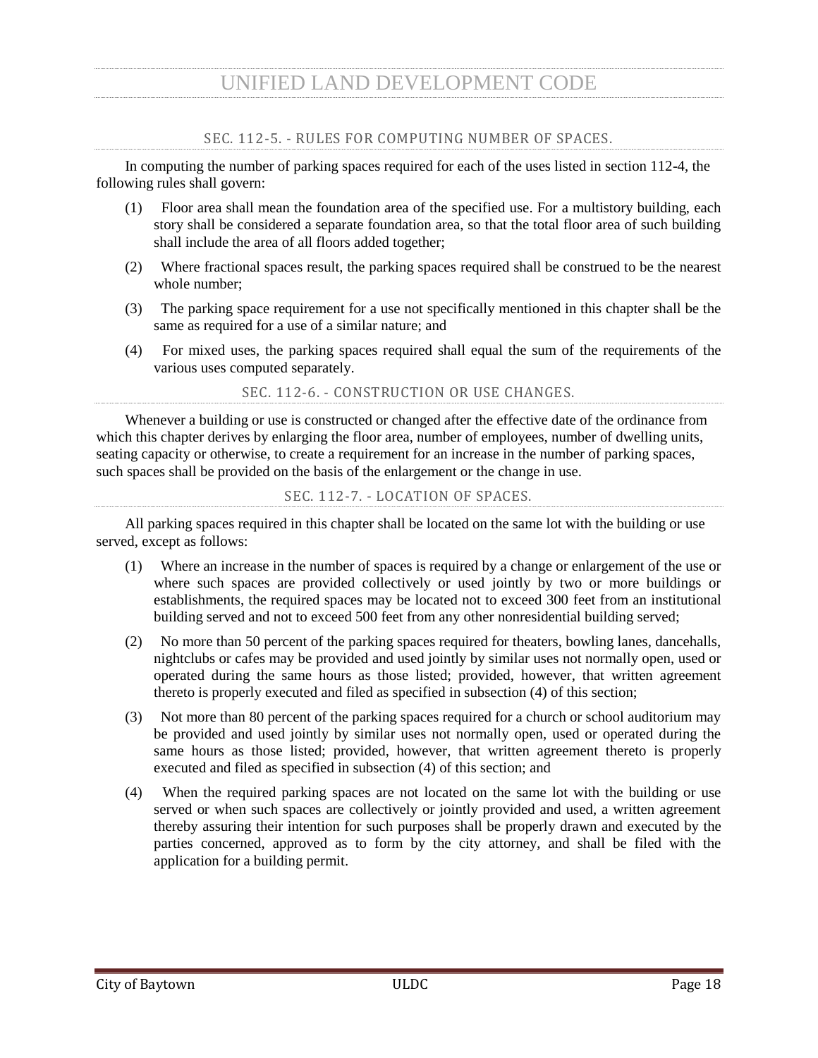## SEC. 112-5. - RULES FOR COMPUTING NUMBER OF SPACES.

In computing the number of parking spaces required for each of the uses listed in section 112-4, the following rules shall govern:

(1) Floor area shall mean the foundation area of the specified use. For a multistory building, each story shall be considered a separate foundation area, so that the total floor area of such building shall include the area of all floors added together;

(2) Where fractional spaces result, the parking spaces required shall be construed to be the nearest whole number;

(3) The parking space requirement for a use not specifically mentioned in this chapter shall be the same as required for a use of a similar nature; and

(4) For mixed uses, the parking spaces required shall equal the sum of the requirements of the various uses computed separately.

## SEC. 112-6. - CONSTRUCTION OR USE CHANGES.

Whenever a building or use is constructed or changed after the effective date of the ordinance from which this chapter derives by enlarging the floor area, number of employees, number of dwelling units, seating capacity or otherwise, to create a requirement for an increase in the number of parking spaces, such spaces shall be provided on the basis of the enlargement or the change in use.

## SEC. 112-7. - LOCATION OF SPACES.

All parking spaces required in this chapter shall be located on the same lot with the building or use served, except as follows:

(1) Where an increase in the number of spaces is required by a change or enlargement of the use or where such spaces are provided collectively or used jointly by two or more buildings or establishments, the required spaces may be located not to exceed 300 feet from an institutional building served and not to exceed 500 feet from any other nonresidential building served;

(2) No more than 50 percent of the parking spaces required for theaters, bowling lanes, dancehalls, nightclubs or cafes may be provided and used jointly by similar uses not normally open, used or operated during the same hours as those listed; provided, however, that written agreement thereto is properly executed and filed as specified in subsection (4) of this section;

(3) Not more than 80 percent of the parking spaces required for a church or school auditorium may be provided and used jointly by similar uses not normally open, used or operated during the same hours as those listed; provided, however, that written agreement thereto is properly executed and filed as specified in subsection (4) of this section; and

(4) When the required parking spaces are not located on the same lot with the building or use served or when such spaces are collectively or jointly provided and used, a written agreement thereby assuring their intention for such purposes shall be properly drawn and executed by the parties concerned, approved as to form by the city attorney, and shall be filed with the application for a building permit.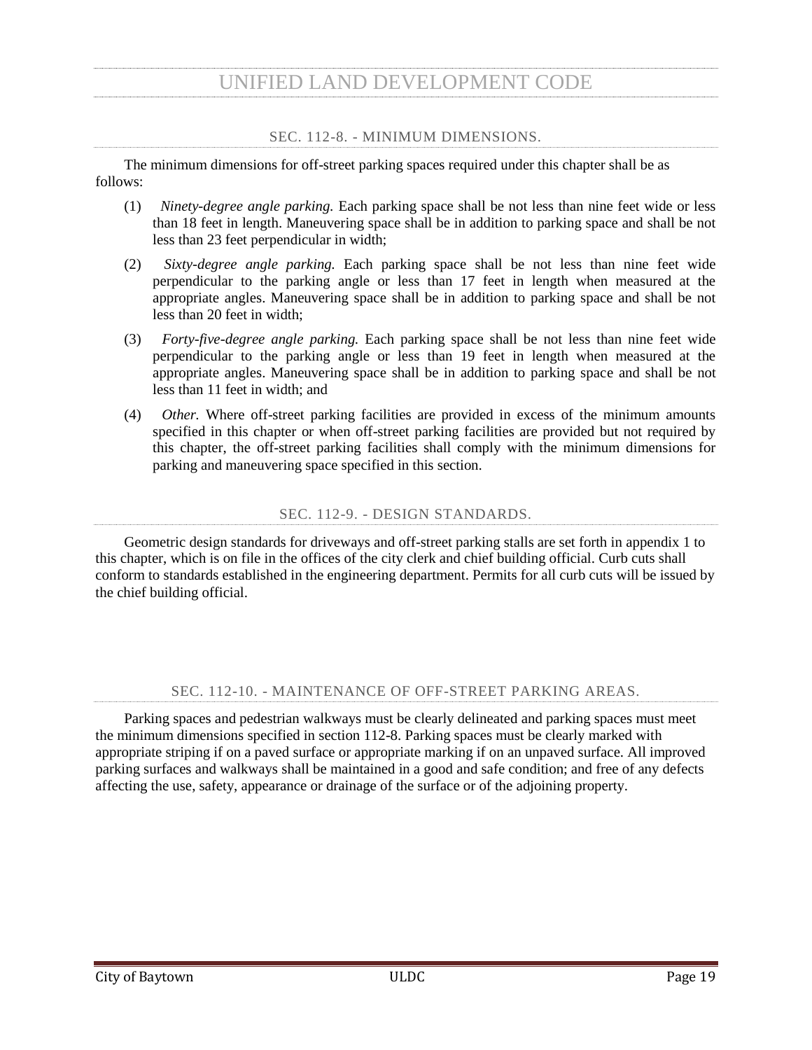## SEC. 112-8. - MINIMUM DIMENSIONS.

The minimum dimensions for off-street parking spaces required under this chapter shall be as follows:

(1) *Ninety-degree angle parking.* Each parking space shall be not less than nine feet wide or less than 18 feet in length. Maneuvering space shall be in addition to parking space and shall be not less than 23 feet perpendicular in width;

(2) *Sixty-degree angle parking.* Each parking space shall be not less than nine feet wide perpendicular to the parking angle or less than 17 feet in length when measured at the appropriate angles. Maneuvering space shall be in addition to parking space and shall be not less than 20 feet in width;

(3) *Forty-five-degree angle parking.* Each parking space shall be not less than nine feet wide perpendicular to the parking angle or less than 19 feet in length when measured at the appropriate angles. Maneuvering space shall be in addition to parking space and shall be not less than 11 feet in width; and

(4) *Other.* Where off-street parking facilities are provided in excess of the minimum amounts specified in this chapter or when off-street parking facilities are provided but not required by this chapter, the off-street parking facilities shall comply with the minimum dimensions for parking and maneuvering space specified in this section.

## SEC. 112-9. - DESIGN STANDARDS.

Geometric design standards for driveways and off-street parking stalls are set forth in appendix 1 to this chapter, which is on file in the offices of the city clerk and chief building official. Curb cuts shall conform to standards established in the engineering department. Permits for all curb cuts will be issued by the chief building official.

## SEC. 112-10. - MAINTENANCE OF OFF-STREET PARKING AREAS.

Parking spaces and pedestrian walkways must be clearly delineated and parking spaces must meet the minimum dimensions specified in section 112-8. Parking spaces must be clearly marked with appropriate striping if on a paved surface or appropriate marking if on an unpaved surface. All improved parking surfaces and walkways shall be maintained in a good and safe condition; and free of any defects affecting the use, safety, appearance or drainage of the surface or of the adjoining property.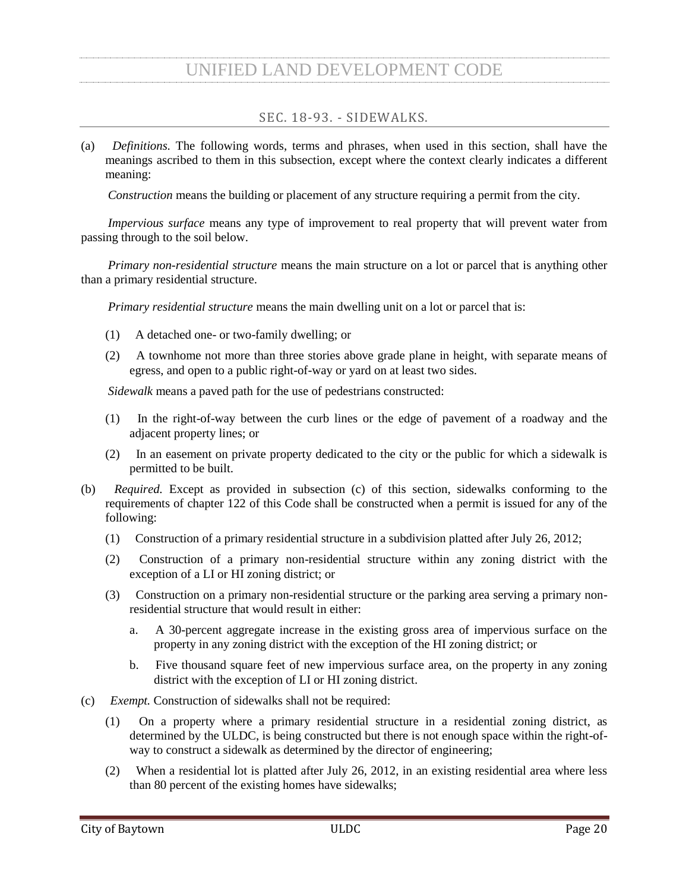## SEC. 18-93. - SIDEWALKS.

(a) *Definitions.* The following words, terms and phrases, when used in this section, shall have the meanings ascribed to them in this subsection, except where the context clearly indicates a different meaning:

*Construction* means the building or placement of any structure requiring a permit from the city.

*Impervious surface* means any type of improvement to real property that will prevent water from passing through to the soil below.

*Primary non-residential structure* means the main structure on a lot or parcel that is anything other than a primary residential structure.

*Primary residential structure* means the main dwelling unit on a lot or parcel that is:

(1) A detached one- or two-family dwelling; or

(2) A townhome not more than three stories above grade plane in height, with separate means of egress, and open to a public right-of-way or yard on at least two sides.

*Sidewalk* means a paved path for the use of pedestrians constructed:

(1) In the right-of-way between the curb lines or the edge of pavement of a roadway and the adjacent property lines; or

(2) In an easement on private property dedicated to the city or the public for which a sidewalk is permitted to be built.

(b) *Required.* Except as provided in subsection (c) of this section, sidewalks conforming to the requirements of chapter 122 of this Code shall be constructed when a permit is issued for any of the following:

(1) Construction of a primary residential structure in a subdivision platted after July 26, 2012;

(2) Construction of a primary non-residential structure within any zoning district with the exception of a LI or HI zoning district; or

(3) Construction on a primary non-residential structure or the parking area serving a primary non-residential structure that would result in either:

a. A 30-percent aggregate increase in the existing gross area of impervious surface on the property in any zoning district with the exception of the HI zoning district; or

b. Five thousand square feet of new impervious surface area, on the property in any zoning district with the exception of LI or HI zoning district.

(c) *Exempt.* Construction of sidewalks shall not be required:

(1) On a property where a primary residential structure in a residential zoning district, as determined by the ULDC, is being constructed but there is not enough space within the right-of-way to construct a sidewalk as determined by the director of engineering;

(2) When a residential lot is platted after July 26, 2012, in an existing residential area where less than 80 percent of the existing homes have sidewalks;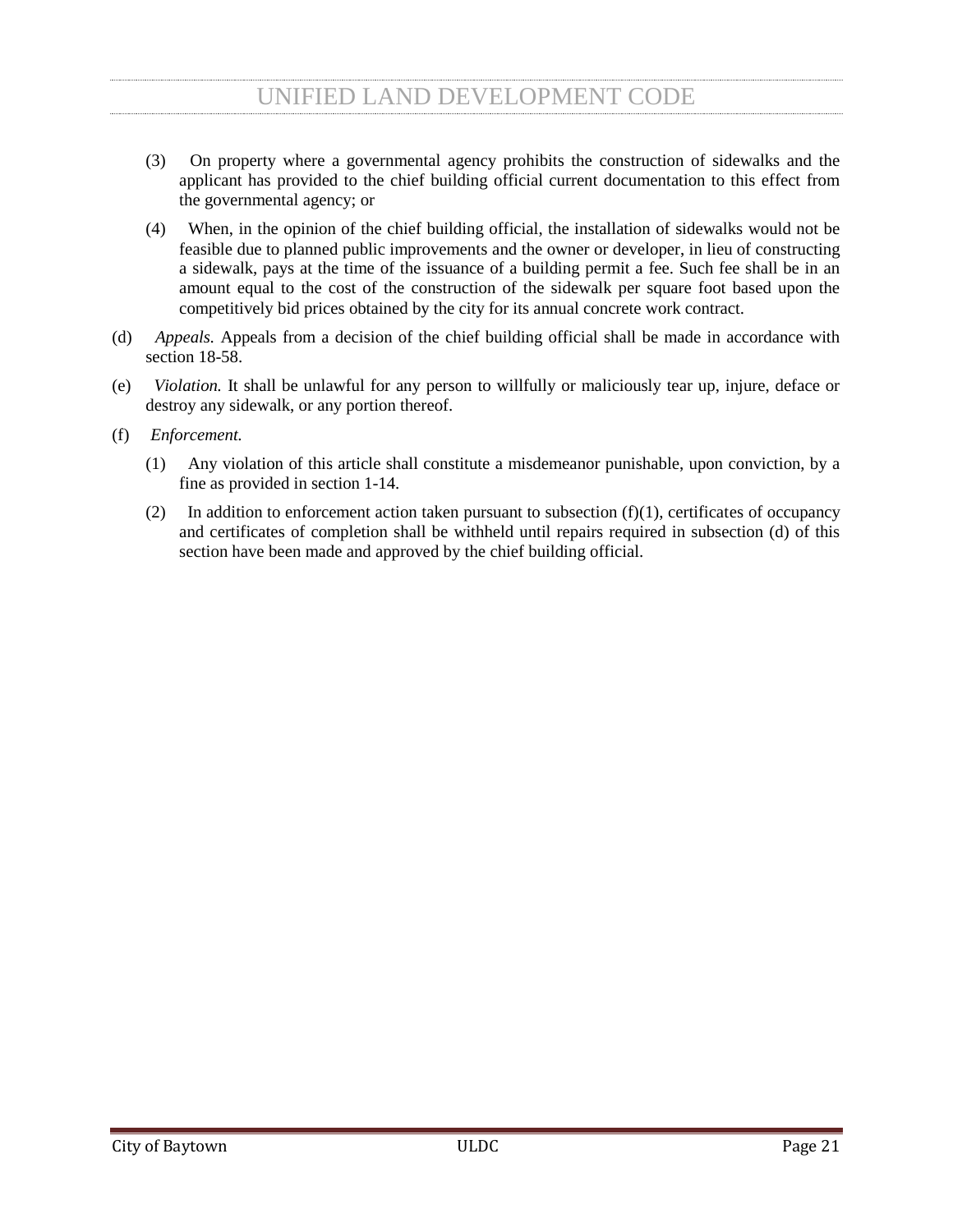(3) On property where a governmental agency prohibits the construction of sidewalks and the applicant has provided to the chief building official current documentation to this effect from the governmental agency; or

(4) When, in the opinion of the chief building official, the installation of sidewalks would not be feasible due to planned public improvements and the owner or developer, in lieu of constructing a sidewalk, pays at the time of the issuance of a building permit a fee. Such fee shall be in an amount equal to the cost of the construction of the sidewalk per square foot based upon the competitively bid prices obtained by the city for its annual concrete work contract.

(d) *Appeals.* Appeals from a decision of the chief building official shall be made in accordance with section 18-58.

(e) *Violation.* It shall be unlawful for any person to willfully or maliciously tear up, injure, deface or destroy any sidewalk, or any portion thereof.

(f) *Enforcement.*

(1) Any violation of this article shall constitute a misdemeanor punishable, upon conviction, by a fine as provided in section 1-14.

(2) In addition to enforcement action taken pursuant to subsection (f)(1), certificates of occupancy and certificates of completion shall be withheld until repairs required in subsection (d) of this section have been made and approved by the chief building official.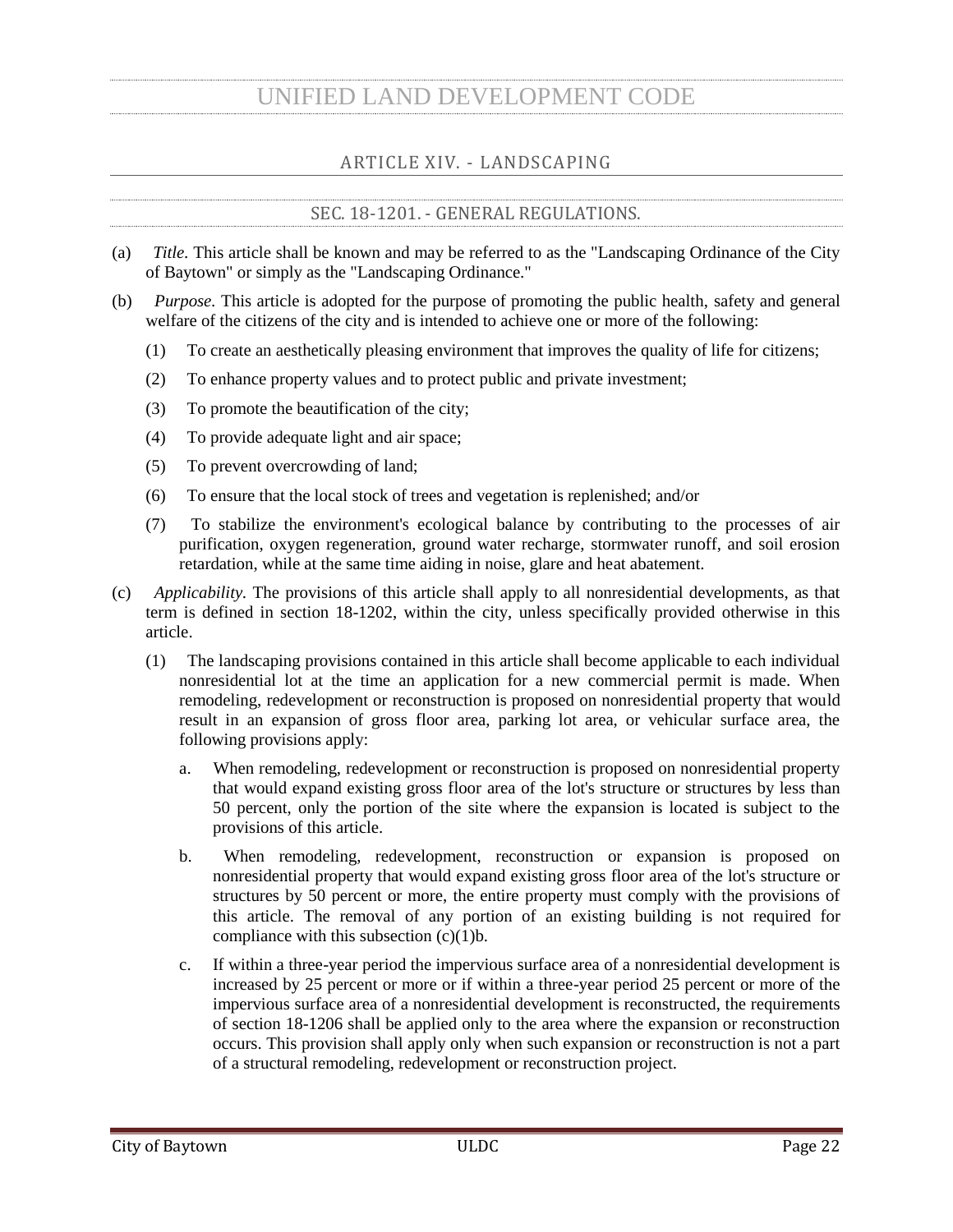# UNIFIED LAND DEVELOPMENT CODE

## ARTICLE XIV. - LANDSCAPING

### SEC. 18-1201. - GENERAL REGULATIONS.

(a) *Title*. This article shall be known and may be referred to as the "Landscaping Ordinance of the City of Baytown" or simply as the "Landscaping Ordinance."

(b) *Purpose*. This article is adopted for the purpose of promoting the public health, safety and general welfare of the citizens of the city and is intended to achieve one or more of the following:

(1) To create an aesthetically pleasing environment that improves the quality of life for citizens;

(2) To enhance property values and to protect public and private investment;

(3) To promote the beautification of the city;

(4) To provide adequate light and air space;

(5) To prevent overcrowding of land;

(6) To ensure that the local stock of trees and vegetation is replenished; and/or

(7) To stabilize the environment's ecological balance by contributing to the processes of air purification, oxygen regeneration, ground water recharge, stormwater runoff, and soil erosion retardation, while at the same time aiding in noise, glare and heat abatement.

(c) *Applicability*. The provisions of this article shall apply to all nonresidential developments, as that term is defined in section 18-1202, within the city, unless specifically provided otherwise in this article.

(1) The landscaping provisions contained in this article shall become applicable to each individual nonresidential lot at the time an application for a new commercial permit is made. When remodeling, redevelopment or reconstruction is proposed on nonresidential property that would result in an expansion of gross floor area, parking lot area, or vehicular surface area, the following provisions apply:

a. When remodeling, redevelopment or reconstruction is proposed on nonresidential property that would expand existing gross floor area of the lot's structure or structures by less than 50 percent, only the portion of the site where the expansion is located is subject to the provisions of this article.

b. When remodeling, redevelopment, reconstruction or expansion is proposed on nonresidential property that would expand existing gross floor area of the lot's structure or structures by 50 percent or more, the entire property must comply with the provisions of this article. The removal of any portion of an existing building is not required for compliance with this subsection (c)(1)b.

c. If within a three-year period the impervious surface area of a nonresidential development is increased by 25 percent or more or if within a three-year period 25 percent or more of the impervious surface area of a nonresidential development is reconstructed, the requirements of section 18-1206 shall be applied only to the area where the expansion or reconstruction occurs. This provision shall apply only when such expansion or reconstruction is not a part of a structural remodeling, redevelopment or reconstruction project.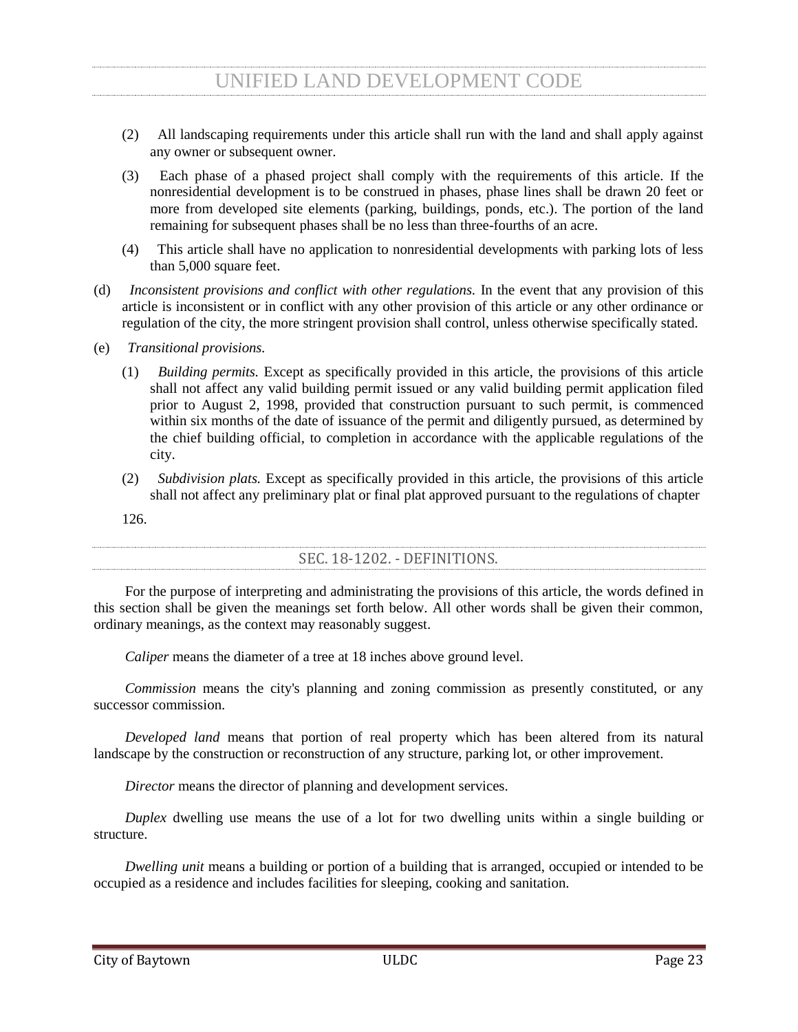(2) All landscaping requirements under this article shall run with the land and shall apply against any owner or subsequent owner.

(3) Each phase of a phased project shall comply with the requirements of this article. If the nonresidential development is to be construed in phases, phase lines shall be drawn 20 feet or more from developed site elements (parking, buildings, ponds, etc.). The portion of the land remaining for subsequent phases shall be no less than three-fourths of an acre.

(4) This article shall have no application to nonresidential developments with parking lots of less than 5,000 square feet.

(d) *Inconsistent provisions and conflict with other regulations.* In the event that any provision of this article is inconsistent or in conflict with any other provision of this article or any other ordinance or regulation of the city, the more stringent provision shall control, unless otherwise specifically stated.

(e) *Transitional provisions.*

(1) *Building permits.* Except as specifically provided in this article, the provisions of this article shall not affect any valid building permit issued or any valid building permit application filed prior to August 2, 1998, provided that construction pursuant to such permit, is commenced within six months of the date of issuance of the permit and diligently pursued, as determined by the chief building official, to completion in accordance with the applicable regulations of the city.

(2) *Subdivision plats.* Except as specifically provided in this article, the provisions of this article shall not affect any preliminary plat or final plat approved pursuant to the regulations of chapter 126.

## SEC. 18-1202. - DEFINITIONS.

For the purpose of interpreting and administrating the provisions of this article, the words defined in this section shall be given the meanings set forth below. All other words shall be given their common, ordinary meanings, as the context may reasonably suggest.

*Caliper* means the diameter of a tree at 18 inches above ground level.

*Commission* means the city's planning and zoning commission as presently constituted, or any successor commission.

*Developed land* means that portion of real property which has been altered from its natural landscape by the construction or reconstruction of any structure, parking lot, or other improvement.

*Director* means the director of planning and development services.

*Duplex* dwelling use means the use of a lot for two dwelling units within a single building or structure.

*Dwelling unit* means a building or portion of a building that is arranged, occupied or intended to be occupied as a residence and includes facilities for sleeping, cooking and sanitation.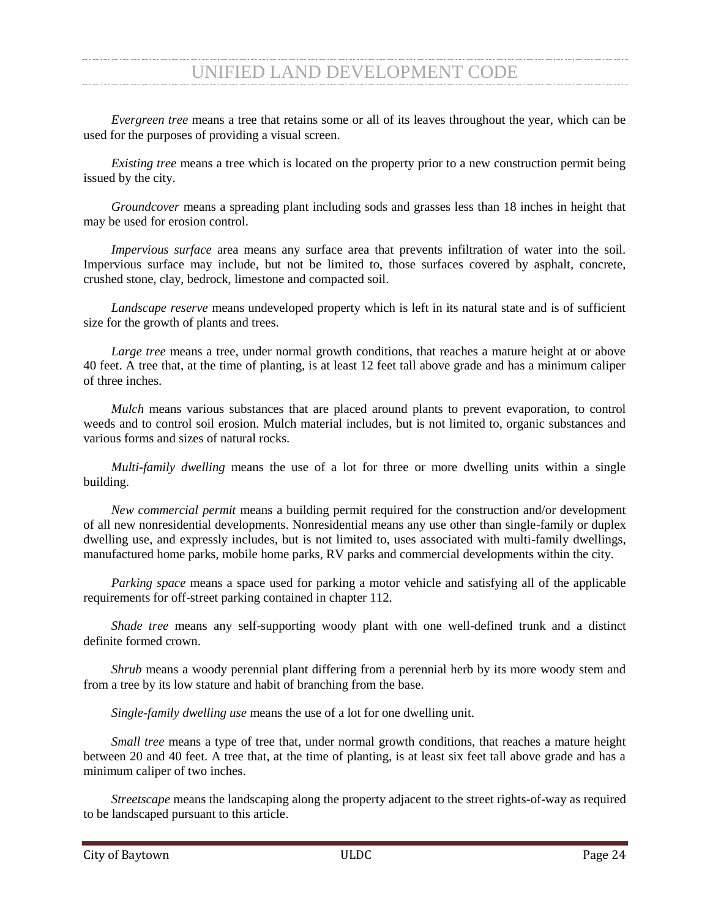*Evergreen tree* means a tree that retains some or all of its leaves throughout the year, which can be used for the purposes of providing a visual screen.

*Existing tree* means a tree which is located on the property prior to a new construction permit being issued by the city.

*Groundcover* means a spreading plant including sods and grasses less than 18 inches in height that may be used for erosion control.

*Impervious surface* area means any surface area that prevents infiltration of water into the soil. Impervious surface may include, but not be limited to, those surfaces covered by asphalt, concrete, crushed stone, clay, bedrock, limestone and compacted soil.

*Landscape reserve* means undeveloped property which is left in its natural state and is of sufficient size for the growth of plants and trees.

*Large tree* means a tree, under normal growth conditions, that reaches a mature height at or above 40 feet. A tree that, at the time of planting, is at least 12 feet tall above grade and has a minimum caliper of three inches.

*Mulch* means various substances that are placed around plants to prevent evaporation, to control weeds and to control soil erosion. Mulch material includes, but is not limited to, organic substances and various forms and sizes of natural rocks.

*Multi-family dwelling* means the use of a lot for three or more dwelling units within a single building.

*New commercial permit* means a building permit required for the construction and/or development of all new nonresidential developments. Nonresidential means any use other than single-family or duplex dwelling use, and expressly includes, but is not limited to, uses associated with multi-family dwellings, manufactured home parks, mobile home parks, RV parks and commercial developments within the city.

*Parking space* means a space used for parking a motor vehicle and satisfying all of the applicable requirements for off-street parking contained in chapter 112.

*Shade tree* means any self-supporting woody plant with one well-defined trunk and a distinct definite formed crown.

*Shrub* means a woody perennial plant differing from a perennial herb by its more woody stem and from a tree by its low stature and habit of branching from the base.

*Single-family dwelling use* means the use of a lot for one dwelling unit.

*Small tree* means a type of tree that, under normal growth conditions, that reaches a mature height between 20 and 40 feet. A tree that, at the time of planting, is at least six feet tall above grade and has a minimum caliper of two inches.

*Streetscape* means the landscaping along the property adjacent to the street rights-of-way as required to be landscaped pursuant to this article.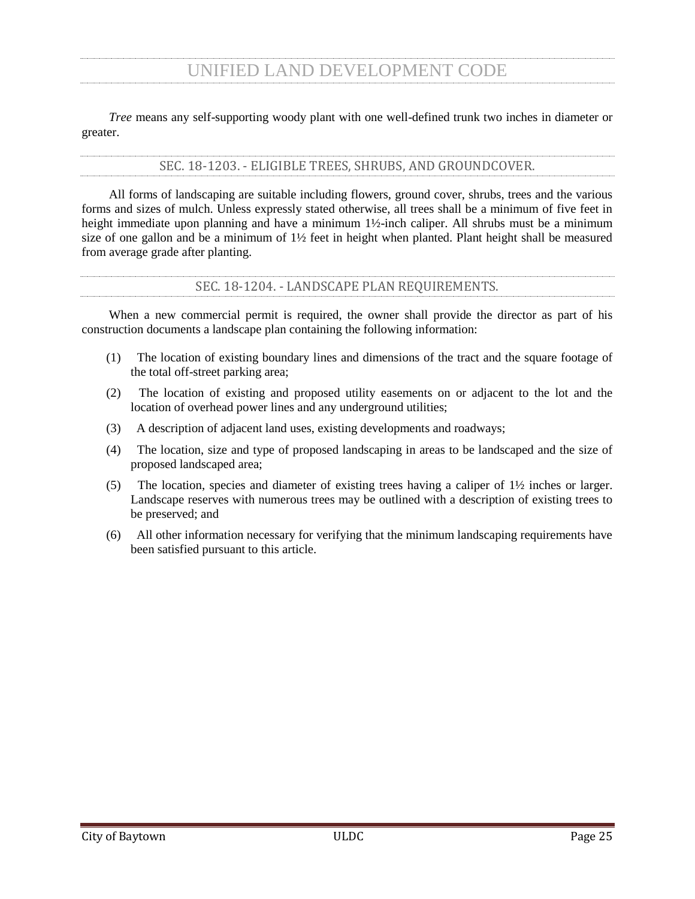*Tree* means any self-supporting woody plant with one well-defined trunk two inches in diameter or greater.

## SEC. 18-1203. - ELIGIBLE TREES, SHRUBS, AND GROUNDCOVER.

All forms of landscaping are suitable including flowers, ground cover, shrubs, trees and the various forms and sizes of mulch. Unless expressly stated otherwise, all trees shall be a minimum of five feet in height immediate upon planning and have a minimum 1½-inch caliper. All shrubs must be a minimum size of one gallon and be a minimum of 1½ feet in height when planted. Plant height shall be measured from average grade after planting.

## SEC. 18-1204. - LANDSCAPE PLAN REQUIREMENTS.

When a new commercial permit is required, the owner shall provide the director as part of his construction documents a landscape plan containing the following information:

(1) The location of existing boundary lines and dimensions of the tract and the square footage of the total off-street parking area;

(2) The location of existing and proposed utility easements on or adjacent to the lot and the location of overhead power lines and any underground utilities;

(3) A description of adjacent land uses, existing developments and roadways;

(4) The location, size and type of proposed landscaping in areas to be landscaped and the size of proposed landscaped area;

(5) The location, species and diameter of existing trees having a caliper of 1½ inches or larger. Landscape reserves with numerous trees may be outlined with a description of existing trees to be preserved; and

(6) All other information necessary for verifying that the minimum landscaping requirements have been satisfied pursuant to this article.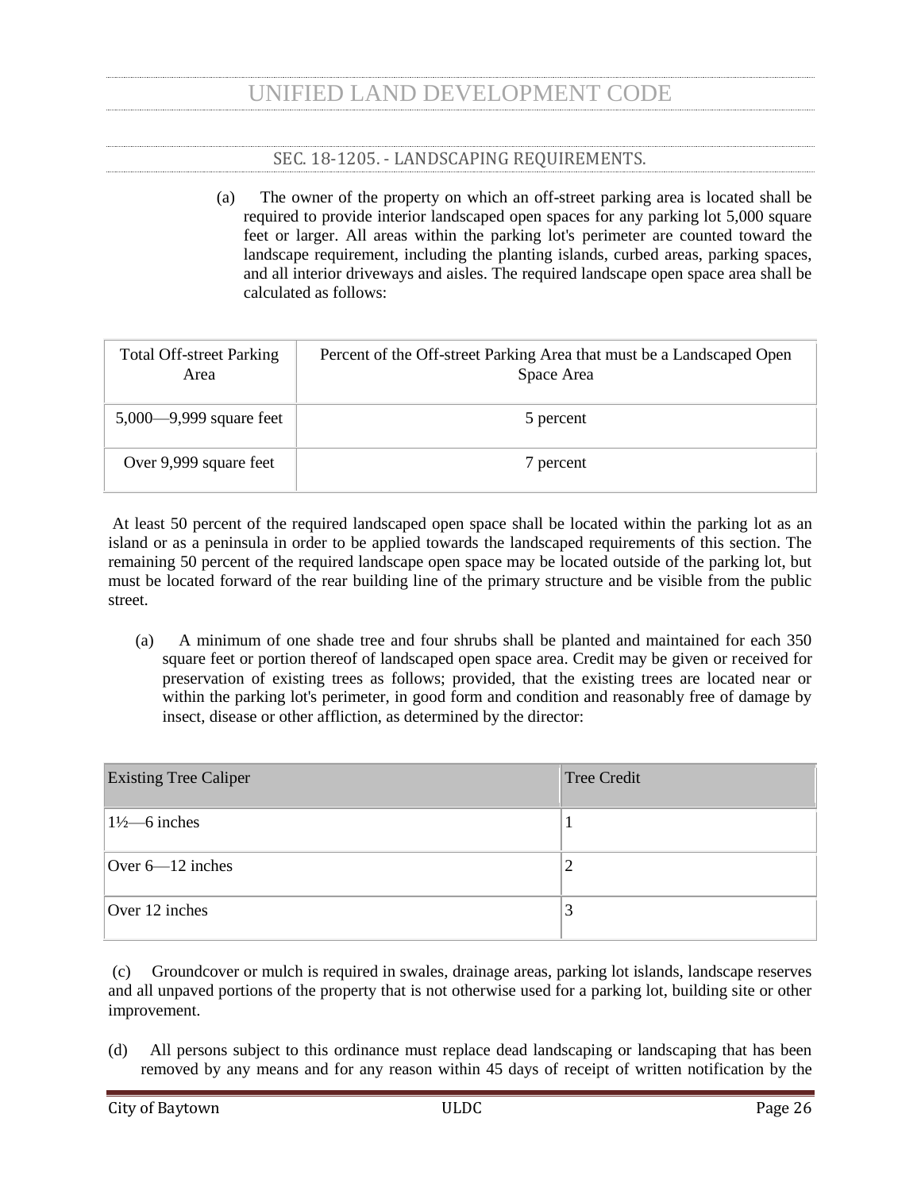## SEC. 18-1205. - LANDSCAPING REQUIREMENTS.

(a) The owner of the property on which an off-street parking area is located shall be required to provide interior landscaped open spaces for any parking lot 5,000 square feet or larger. All areas within the parking lot's perimeter are counted toward the landscape requirement, including the planting islands, curbed areas, parking spaces, and all interior driveways and aisles. The required landscape open space area shall be calculated as follows:

| Total Off-street Parking Area | Percent of the Off-street Parking Area that must be a Landscaped Open Space Area |
|---|---|
| 5,000—9,999 square feet | 5 percent |
| Over 9,999 square feet | 7 percent |

At least 50 percent of the required landscaped open space shall be located within the parking lot as an island or as a peninsula in order to be applied towards the landscaped requirements of this section. The remaining 50 percent of the required landscape open space may be located outside of the parking lot, but must be located forward of the rear building line of the primary structure and be visible from the public street.

(a) A minimum of one shade tree and four shrubs shall be planted and maintained for each 350 square feet or portion thereof of landscaped open space area. Credit may be given or received for preservation of existing trees as follows; provided, that the existing trees are located near or within the parking lot's perimeter, in good form and condition and reasonably free of damage by insect, disease or other affliction, as determined by the director:

| Existing Tree Caliper | Tree Credit |
|---|---|
| 1½—6 inches | 1 |
| Over 6—12 inches | 2 |
| Over 12 inches | 3 |

(c) Groundcover or mulch is required in swales, drainage areas, parking lot islands, landscape reserves and all unpaved portions of the property that is not otherwise used for a parking lot, building site or other improvement.

(d) All persons subject to this ordinance must replace dead landscaping or landscaping that has been removed by any means and for any reason within 45 days of receipt of written notification by the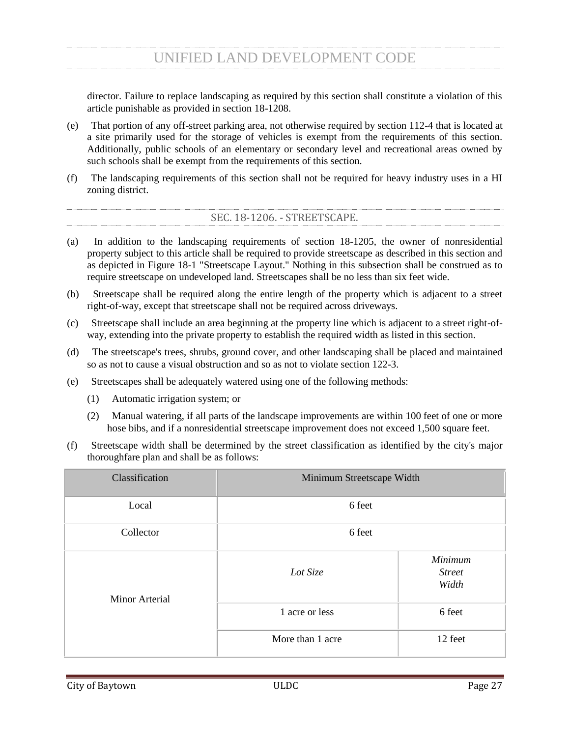director. Failure to replace landscaping as required by this section shall constitute a violation of this article punishable as provided in section 18-1208.

(e) That portion of any off-street parking area, not otherwise required by section 112-4 that is located at a site primarily used for the storage of vehicles is exempt from the requirements of this section. Additionally, public schools of an elementary or secondary level and recreational areas owned by such schools shall be exempt from the requirements of this section.

(f) The landscaping requirements of this section shall not be required for heavy industry uses in a HI zoning district.

## SEC. 18-1206. - STREETSCAPE.

(a) In addition to the landscaping requirements of section 18-1205, the owner of nonresidential property subject to this article shall be required to provide streetscape as described in this section and as depicted in Figure 18-1 "Streetscape Layout." Nothing in this subsection shall be construed as to require streetscape on undeveloped land. Streetscapes shall be no less than six feet wide.

(b) Streetscape shall be required along the entire length of the property which is adjacent to a street right-of-way, except that streetscape shall not be required across driveways.

(c) Streetscape shall include an area beginning at the property line which is adjacent to a street right-of-way, extending into the private property to establish the required width as listed in this section.

(d) The streetscape's trees, shrubs, ground cover, and other landscaping shall be placed and maintained so as not to cause a visual obstruction and so as not to violate section 122-3.

(e) Streetscapes shall be adequately watered using one of the following methods:

(1) Automatic irrigation system; or

(2) Manual watering, if all parts of the landscape improvements are within 100 feet of one or more hose bibs, and if a nonresidential streetscape improvement does not exceed 1,500 square feet.

(f) Streetscape width shall be determined by the street classification as identified by the city's major thoroughfare plan and shall be as follows:

| Classification | Minimum Streetscape Width | |
|---|---|---|
| Local | 6 feet | |
| Collector | 6 feet | |
| Minor Arterial | *Lot Size* | *Minimum Street Width* |
| | 1 acre or less | 6 feet |
| | More than 1 acre | 12 feet |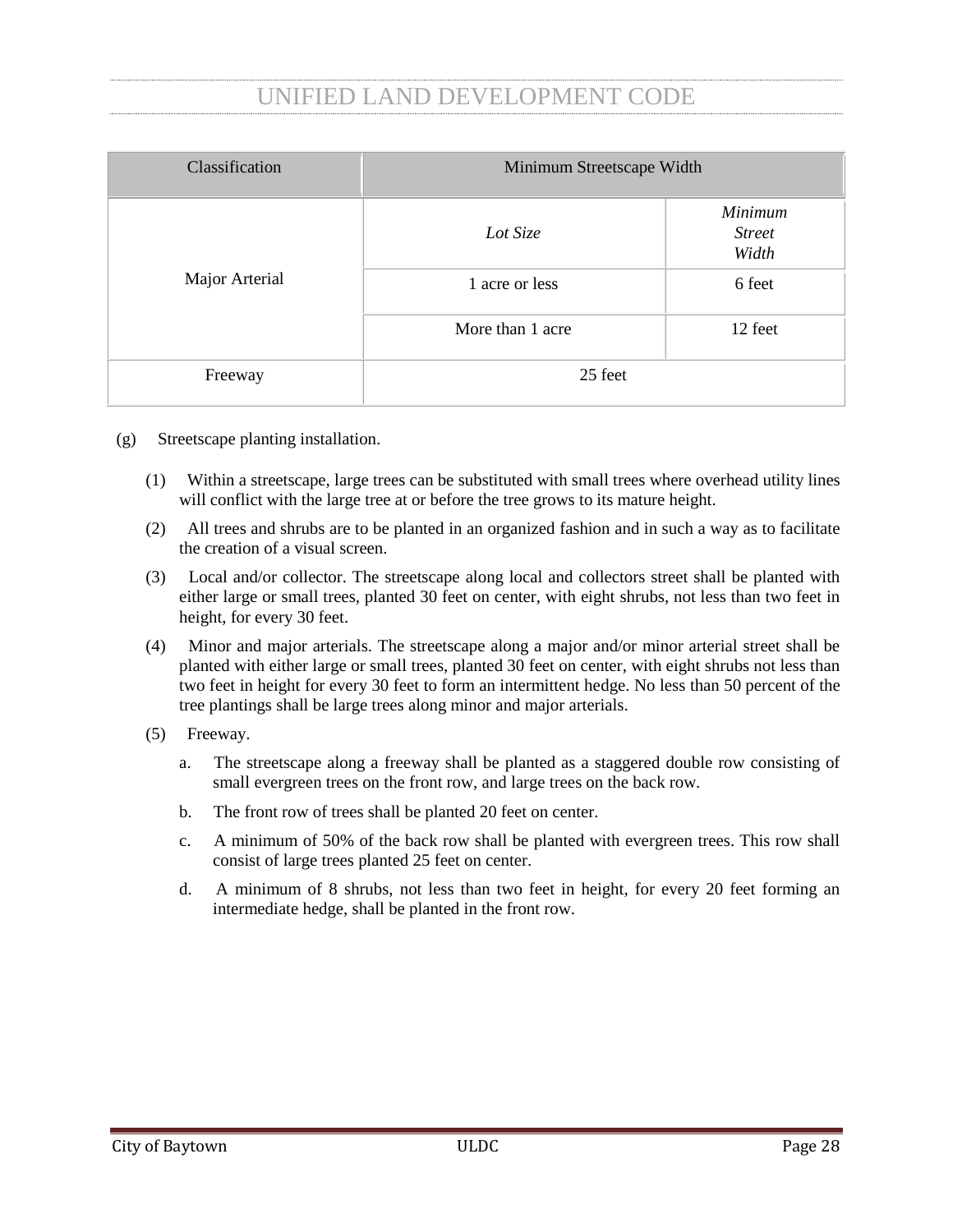| Classification | Minimum Streetscape Width | |
|---|---|---|
| Major Arterial | *Lot Size* | *Minimum Street Width* |
| | 1 acre or less | 6 feet |
| | More than 1 acre | 12 feet |
| Freeway | 25 feet | |

(g) Streetscape planting installation.

(1) Within a streetscape, large trees can be substituted with small trees where overhead utility lines will conflict with the large tree at or before the tree grows to its mature height.

(2) All trees and shrubs are to be planted in an organized fashion and in such a way as to facilitate the creation of a visual screen.

(3) Local and/or collector. The streetscape along local and collectors street shall be planted with either large or small trees, planted 30 feet on center, with eight shrubs, not less than two feet in height, for every 30 feet.

(4) Minor and major arterials. The streetscape along a major and/or minor arterial street shall be planted with either large or small trees, planted 30 feet on center, with eight shrubs not less than two feet in height for every 30 feet to form an intermittent hedge. No less than 50 percent of the tree plantings shall be large trees along minor and major arterials.

(5) Freeway.

a. The streetscape along a freeway shall be planted as a staggered double row consisting of small evergreen trees on the front row, and large trees on the back row.

b. The front row of trees shall be planted 20 feet on center.

c. A minimum of 50% of the back row shall be planted with evergreen trees. This row shall consist of large trees planted 25 feet on center.

d. A minimum of 8 shrubs, not less than two feet in height, for every 20 feet forming an intermediate hedge, shall be planted in the front row.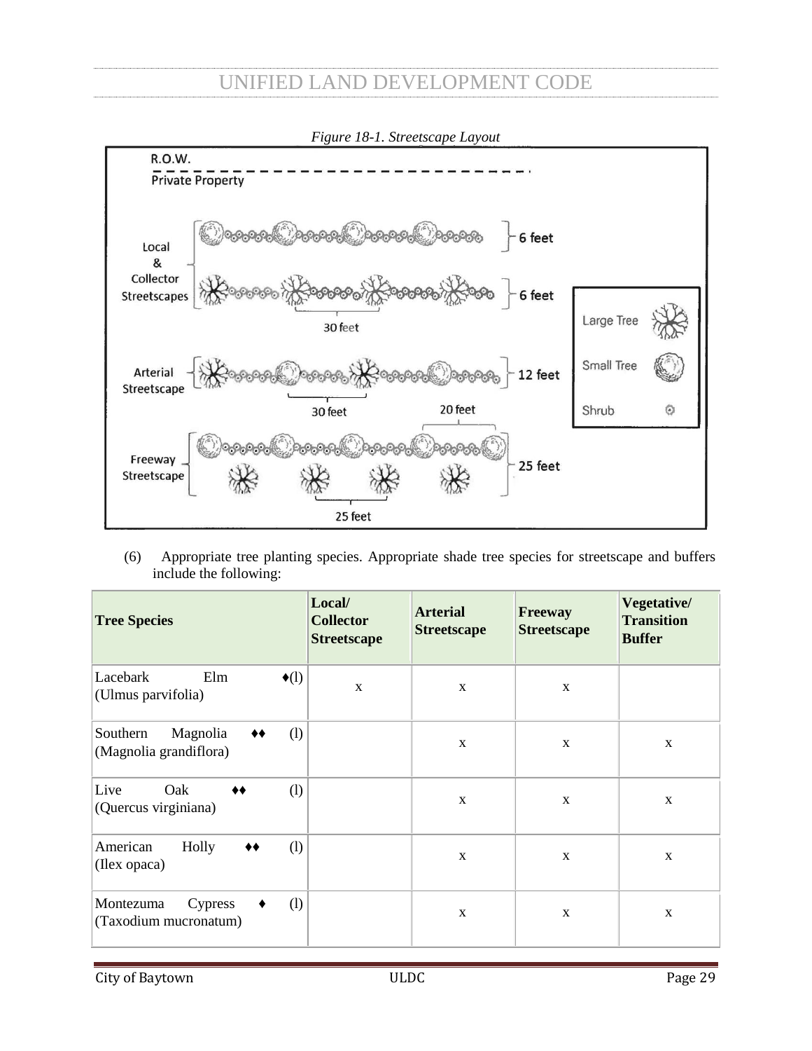*Figure 18-1. Streetscape Layout*

(6) Appropriate tree planting species. Appropriate shade tree species for streetscape and buffers include the following:

| Tree Species | Local/ Collector Streetscape | Arterial Streetscape | Freeway Streetscape | Vegetative/ Transition Buffer |
|---|---|---|---|---|
| Lacebark Elm ♦(l) (Ulmus parvifolia) | x | x | x | |
| Southern Magnolia ♦♦ (l) (Magnolia grandiflora) | | x | x | x |
| Live Oak ♦♦ (l) (Quercus virginiana) | | x | x | x |
| American Holly ♦♦ (l) (Ilex opaca) | | x | x | x |
| Montezuma Cypress ♦ (l) (Taxodium mucronatum) | | x | x | x |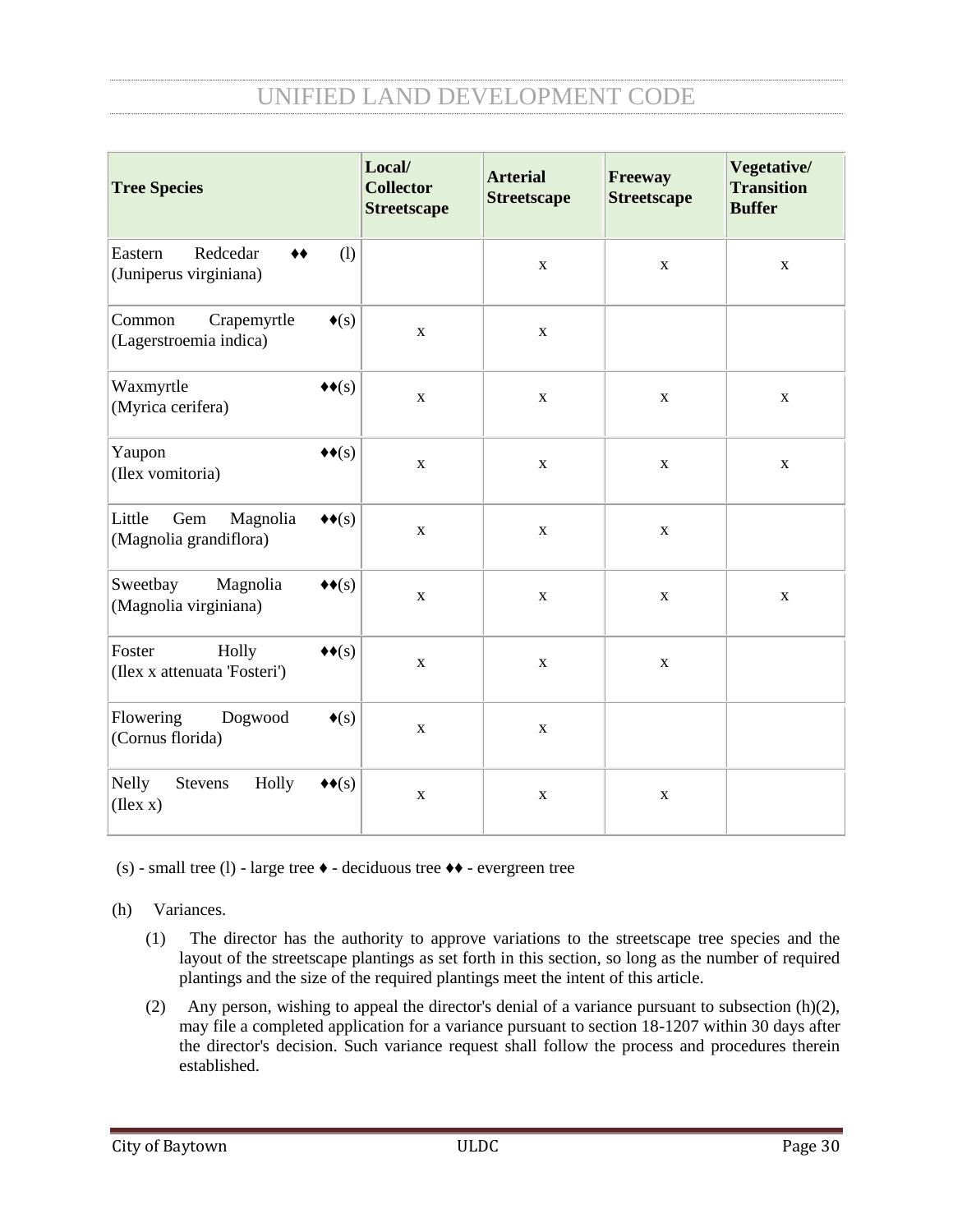| Tree Species | Local/ Collector Streetscape | Arterial Streetscape | Freeway Streetscape | Vegetative/ Transition Buffer |
|---|---|---|---|---|
| Eastern Redcedar ♦♦ (l) (Juniperus virginiana) | | x | x | x |
| Common Crapemyrtle ♦(s) (Lagerstroemia indica) | x | x | | |
| Waxmyrtle ♦♦(s) (Myrica cerifera) | x | x | x | x |
| Yaupon ♦♦(s) (Ilex vomitoria) | x | x | x | x |
| Little Gem Magnolia ♦♦(s) (Magnolia grandiflora) | x | x | x | |
| Sweetbay Magnolia ♦♦(s) (Magnolia virginiana) | x | x | x | x |
| Foster Holly ♦♦(s) (Ilex x attenuata 'Fosteri') | x | x | x | |
| Flowering Dogwood ♦(s) (Cornus florida) | x | x | | |
| Nelly Stevens Holly ♦♦(s) (Ilex x) | x | x | x | |

(s) - small tree (l) - large tree ♦ - deciduous tree ♦♦ - evergreen tree

(h) Variances.

(1) The director has the authority to approve variations to the streetscape tree species and the layout of the streetscape plantings as set forth in this section, so long as the number of required plantings and the size of the required plantings meet the intent of this article.

(2) Any person, wishing to appeal the director's denial of a variance pursuant to subsection (h)(2), may file a completed application for a variance pursuant to section 18-1207 within 30 days after the director's decision. Such variance request shall follow the process and procedures therein established.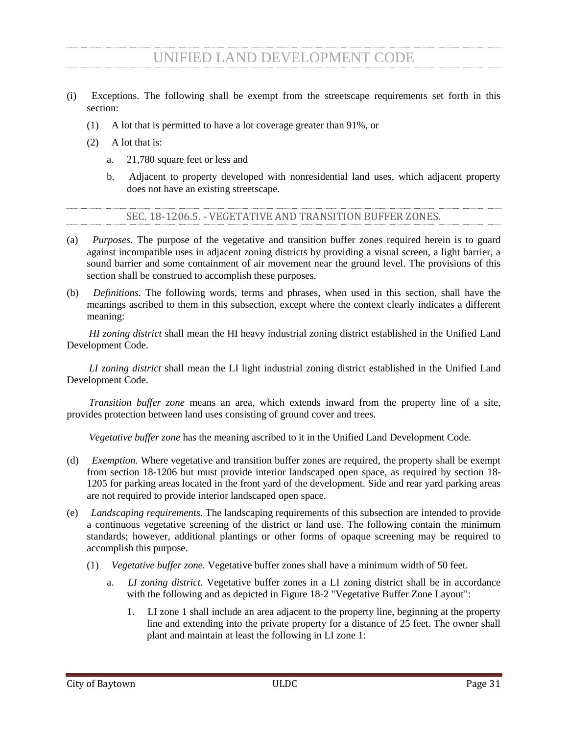(i) Exceptions. The following shall be exempt from the streetscape requirements set forth in this section:

  (1) A lot that is permitted to have a lot coverage greater than 91%, or

  (2) A lot that is:

    a. 21,780 square feet or less and

    b. Adjacent to property developed with nonresidential land uses, which adjacent property does not have an existing streetscape.

## SEC. 18-1206.5. - VEGETATIVE AND TRANSITION BUFFER ZONES.

(a) *Purposes.* The purpose of the vegetative and transition buffer zones required herein is to guard against incompatible uses in adjacent zoning districts by providing a visual screen, a light barrier, a sound barrier and some containment of air movement near the ground level. The provisions of this section shall be construed to accomplish these purposes.

(b) *Definitions.* The following words, terms and phrases, when used in this section, shall have the meanings ascribed to them in this subsection, except where the context clearly indicates a different meaning:

*HI zoning district* shall mean the HI heavy industrial zoning district established in the Unified Land Development Code.

*LI zoning district* shall mean the LI light industrial zoning district established in the Unified Land Development Code.

*Transition buffer zone* means an area, which extends inward from the property line of a site, provides protection between land uses consisting of ground cover and trees.

*Vegetative buffer zone* has the meaning ascribed to it in the Unified Land Development Code.

(d) *Exemption.* Where vegetative and transition buffer zones are required, the property shall be exempt from section 18-1206 but must provide interior landscaped open space, as required by section 18-1205 for parking areas located in the front yard of the development. Side and rear yard parking areas are not required to provide interior landscaped open space.

(e) *Landscaping requirements.* The landscaping requirements of this subsection are intended to provide a continuous vegetative screening of the district or land use. The following contain the minimum standards; however, additional plantings or other forms of opaque screening may be required to accomplish this purpose.

  (1) *Vegetative buffer zone.* Vegetative buffer zones shall have a minimum width of 50 feet.

    a. *LI zoning district.* Vegetative buffer zones in a LI zoning district shall be in accordance with the following and as depicted in Figure 18-2 "Vegetative Buffer Zone Layout":

      1. LI zone 1 shall include an area adjacent to the property line, beginning at the property line and extending into the private property for a distance of 25 feet. The owner shall plant and maintain at least the following in LI zone 1: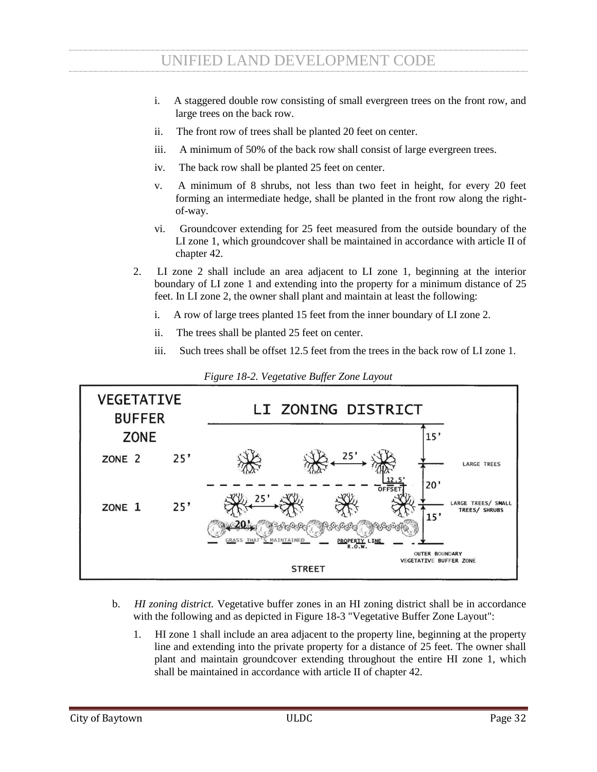i. A staggered double row consisting of small evergreen trees on the front row, and large trees on the back row.

ii. The front row of trees shall be planted 20 feet on center.

iii. A minimum of 50% of the back row shall consist of large evergreen trees.

iv. The back row shall be planted 25 feet on center.

v. A minimum of 8 shrubs, not less than two feet in height, for every 20 feet forming an intermediate hedge, shall be planted in the front row along the right-of-way.

vi. Groundcover extending for 25 feet measured from the outside boundary of the LI zone 1, which groundcover shall be maintained in accordance with article II of chapter 42.

2. LI zone 2 shall include an area adjacent to LI zone 1, beginning at the interior boundary of LI zone 1 and extending into the property for a minimum distance of 25 feet. In LI zone 2, the owner shall plant and maintain at least the following:

i. A row of large trees planted 15 feet from the inner boundary of LI zone 2.

ii. The trees shall be planted 25 feet on center.

iii. Such trees shall be offset 12.5 feet from the trees in the back row of LI zone 1.

*Figure 18-2. Vegetative Buffer Zone Layout*

VEGETATIVE BUFFER ZONE

LI ZONING DISTRICT

ZONE 2 25'

ZONE 1 25'

15'

25'

LARGE TREES

12.5' OFFSET

20'

25'

LARGE TREES/ SMALL TREES/ SHRUBS

15'

20'

GRASS THAT'S MAINTAINED

PROPERTY LINE R.O.W.

OUTER BOUNDARY VEGETATIVE BUFFER ZONE

STREET

b. *HI zoning district.* Vegetative buffer zones in an HI zoning district shall be in accordance with the following and as depicted in Figure 18-3 "Vegetative Buffer Zone Layout":

1. HI zone 1 shall include an area adjacent to the property line, beginning at the property line and extending into the private property for a distance of 25 feet. The owner shall plant and maintain groundcover extending throughout the entire HI zone 1, which shall be maintained in accordance with article II of chapter 42.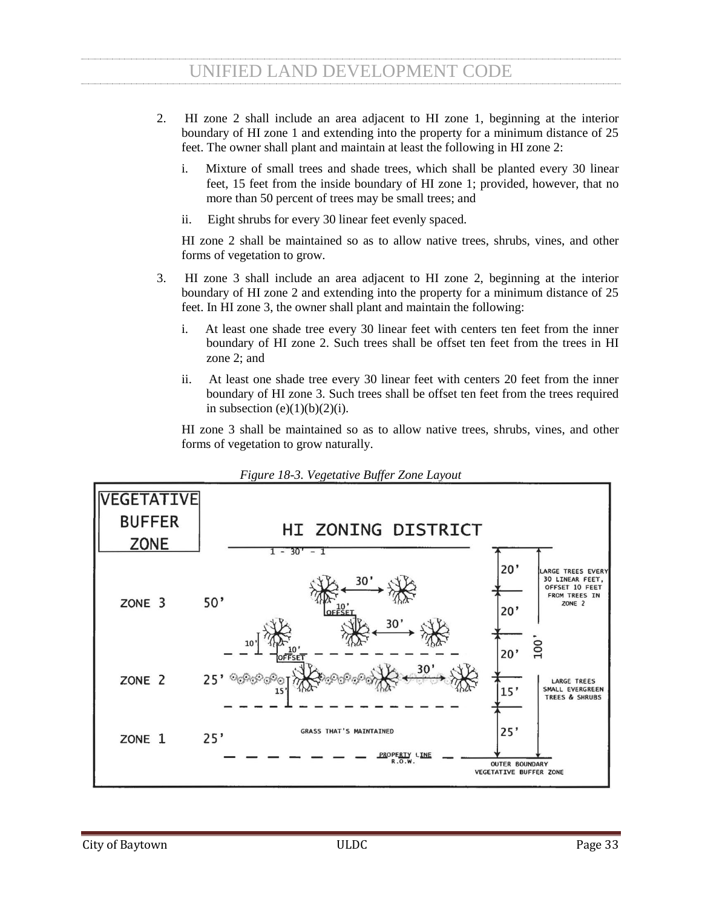2. HI zone 2 shall include an area adjacent to HI zone 1, beginning at the interior boundary of HI zone 1 and extending into the property for a minimum distance of 25 feet. The owner shall plant and maintain at least the following in HI zone 2:

   i. Mixture of small trees and shade trees, which shall be planted every 30 linear feet, 15 feet from the inside boundary of HI zone 1; provided, however, that no more than 50 percent of trees may be small trees; and

   ii. Eight shrubs for every 30 linear feet evenly spaced.

   HI zone 2 shall be maintained so as to allow native trees, shrubs, vines, and other forms of vegetation to grow.

3. HI zone 3 shall include an area adjacent to HI zone 2, beginning at the interior boundary of HI zone 2 and extending into the property for a minimum distance of 25 feet. In HI zone 3, the owner shall plant and maintain the following:

   i. At least one shade tree every 30 linear feet with centers ten feet from the inner boundary of HI zone 2. Such trees shall be offset ten feet from the trees in HI zone 2; and

   ii. At least one shade tree every 30 linear feet with centers 20 feet from the inner boundary of HI zone 3. Such trees shall be offset ten feet from the trees required in subsection (e)(1)(b)(2)(i).

   HI zone 3 shall be maintained so as to allow native trees, shrubs, vines, and other forms of vegetation to grow naturally.

*Figure 18-3. Vegetative Buffer Zone Layout*

VEGETATIVE BUFFER ZONE

HI ZONING DISTRICT

1 - 30' - 1

ZONE 3 50'

ZONE 2 25'

ZONE 1 25'

30'

10' OFFSET

30'

10'

10' OFFSET

30'

15'

GRASS THAT'S MAINTAINED

PROPERTY LINE R.O.W.

20'

20'

20'

15'

25'

100'

LARGE TREES EVERY 30 LINEAR FEET, OFFSET 10 FEET FROM TREES IN ZONE 2

LARGE TREES SMALL EVERGREEN TREES & SHRUBS

OUTER BOUNDARY VEGETATIVE BUFFER ZONE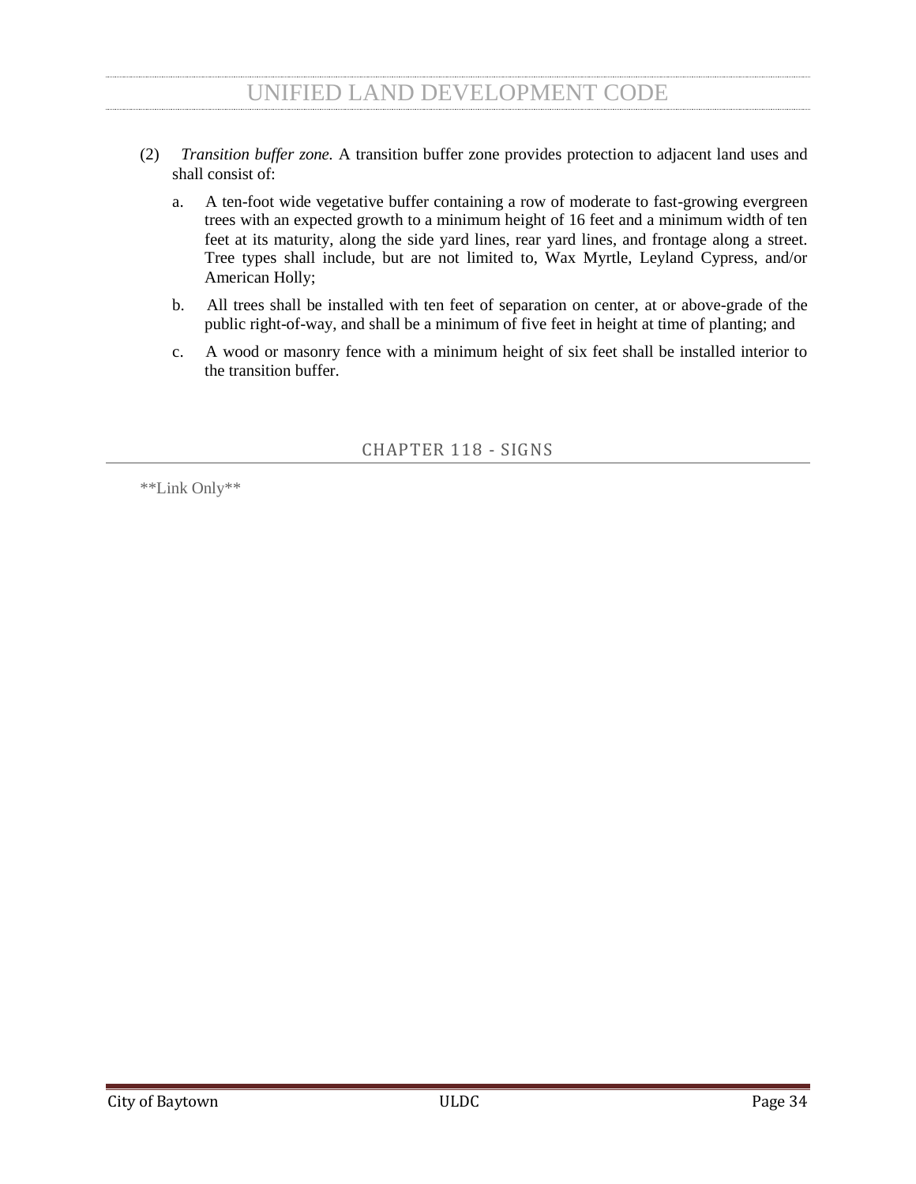(2) *Transition buffer zone.* A transition buffer zone provides protection to adjacent land uses and shall consist of:

a. A ten-foot wide vegetative buffer containing a row of moderate to fast-growing evergreen trees with an expected growth to a minimum height of 16 feet and a minimum width of ten feet at its maturity, along the side yard lines, rear yard lines, and frontage along a street. Tree types shall include, but are not limited to, Wax Myrtle, Leyland Cypress, and/or American Holly;

b. All trees shall be installed with ten feet of separation on center, at or above-grade of the public right-of-way, and shall be a minimum of five feet in height at time of planting; and

c. A wood or masonry fence with a minimum height of six feet shall be installed interior to the transition buffer.

## CHAPTER 118 - SIGNS

**Link Only**